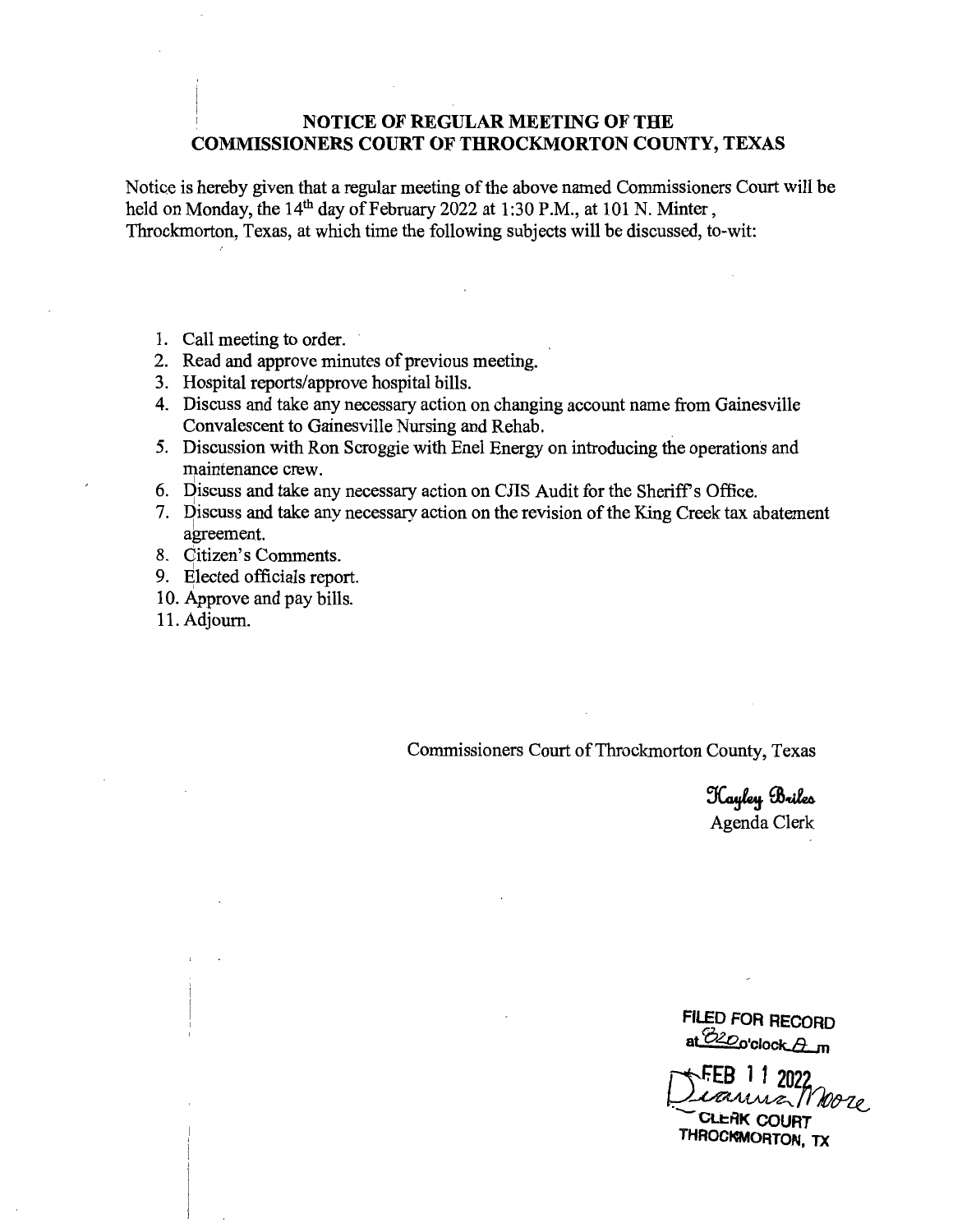# NOTICE OF REGULAR MEETING OF THE COMMISSIONERS COURT OF THROCKMORTON COUNTY, TEXAS

Notice is hereby given that a regular meeting of the above named Commissioners Court will be held on Monday, the 14th day of February 2022 at 1:30 P.M., at 101 N. Minter, Throckmorton, Texas, at which time the following subjects will be discussed, to-wit:

1. Call meeting to order.
2. Read and approve minutes of previous meeting.
3. Hospital reports/approve hospital bills.
4. Discuss and take any necessary action on changing account name from Gainesville Convalescent to Gainesville Nursing and Rehab.
5. Discussion with Ron Scroggie with Enel Energy on introducing the operations and maintenance crew.
6. Discuss and take any necessary action on CJIS Audit for the Sheriff's Office.
7. Discuss and take any necessary action on the revision of the King Creek tax abatement agreement.
8. Citizen's Comments.
9. Elected officials report.
10. Approve and pay bills.
11. Adjourn.

Commissioners Court of Throckmorton County, Texas

Kayley Briles
Agenda Clerk

FILED FOR RECORD
at 8:20 o'clock A m
FEB 11 2022
Dianna Moore
CLERK COURT
THROCKMORTON, TX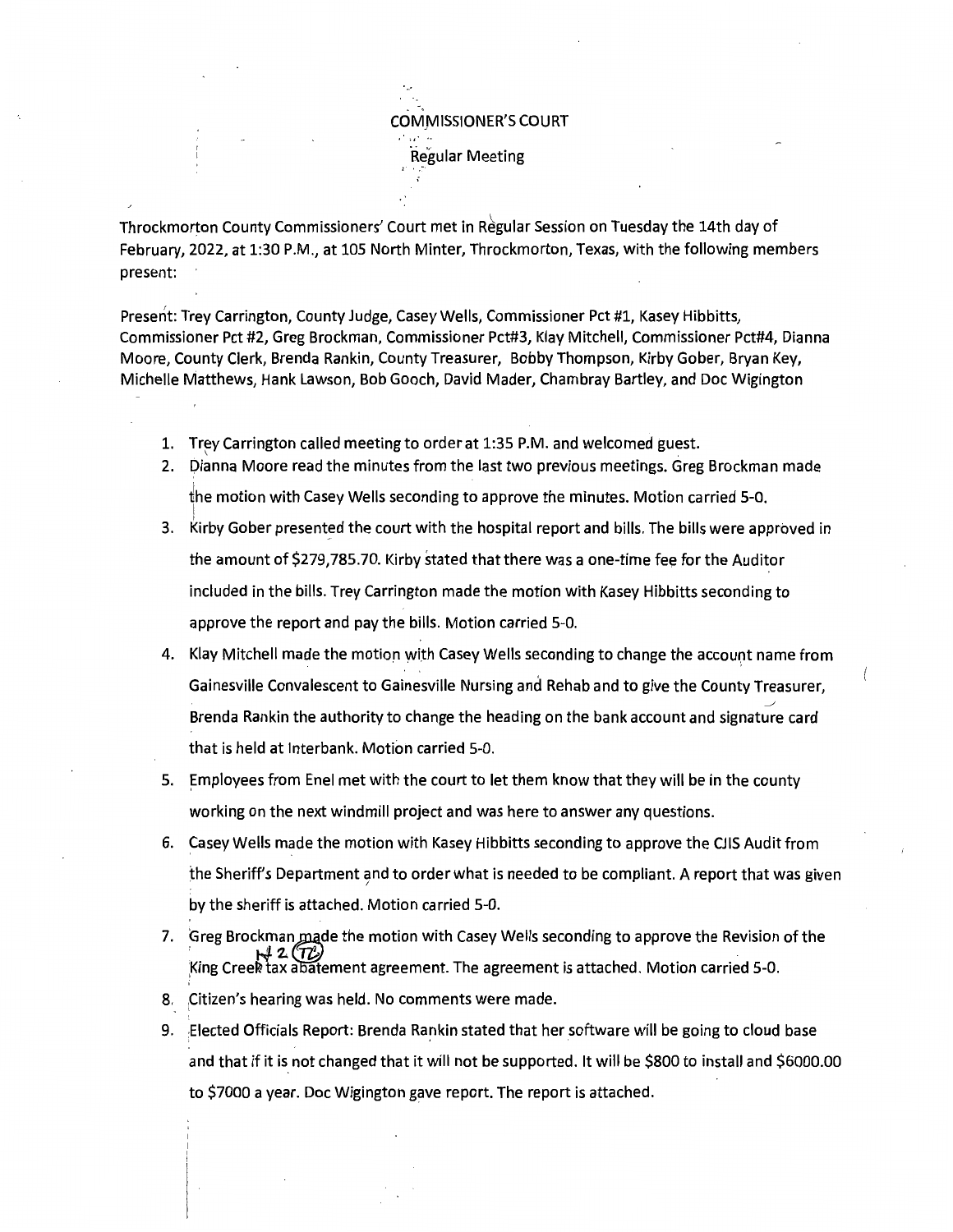# COMMISSIONER'S COURT

## Regular Meeting

Throckmorton County Commissioners' Court met in Regular Session on Tuesday the 14th day of February, 2022, at 1:30 P.M., at 105 North Minter, Throckmorton, Texas, with the following members present:

Present: Trey Carrington, County Judge, Casey Wells, Commissioner Pct #1, Kasey Hibbitts, Commissioner Pct #2, Greg Brockman, Commissioner Pct#3, Klay Mitchell, Commissioner Pct#4, Dianna Moore, County Clerk, Brenda Rankin, County Treasurer, Bobby Thompson, Kirby Gober, Bryan Key, Michelle Matthews, Hank Lawson, Bob Gooch, David Mader, Chambray Bartley, and Doc Wigington

1. Trey Carrington called meeting to order at 1:35 P.M. and welcomed guest.
2. Dianna Moore read the minutes from the last two previous meetings. Greg Brockman made the motion with Casey Wells seconding to approve the minutes. Motion carried 5-0.
3. Kirby Gober presented the court with the hospital report and bills. The bills were approved in the amount of $279,785.70. Kirby stated that there was a one-time fee for the Auditor included in the bills. Trey Carrington made the motion with Kasey Hibbitts seconding to approve the report and pay the bills. Motion carried 5-0.
4. Klay Mitchell made the motion with Casey Wells seconding to change the account name from Gainesville Convalescent to Gainesville Nursing and Rehab and to give the County Treasurer, Brenda Rankin the authority to change the heading on the bank account and signature card that is held at Interbank. Motion carried 5-0.
5. Employees from Enel met with the court to let them know that they will be in the county working on the next windmill project and was here to answer any questions.
6. Casey Wells made the motion with Kasey Hibbitts seconding to approve the CJIS Audit from the Sheriff's Department and to order what is needed to be compliant. A report that was given by the sheriff is attached. Motion carried 5-0.
7. Greg Brockman made the motion with Casey Wells seconding to approve the Revision of the King Creek #2 (TL) tax abatement agreement. The agreement is attached. Motion carried 5-0.
8. Citizen's hearing was held. No comments were made.
9. Elected Officials Report: Brenda Rankin stated that her software will be going to cloud base and that if it is not changed that it will not be supported. It will be $800 to install and $6000.00 to $7000 a year. Doc Wigington gave report. The report is attached.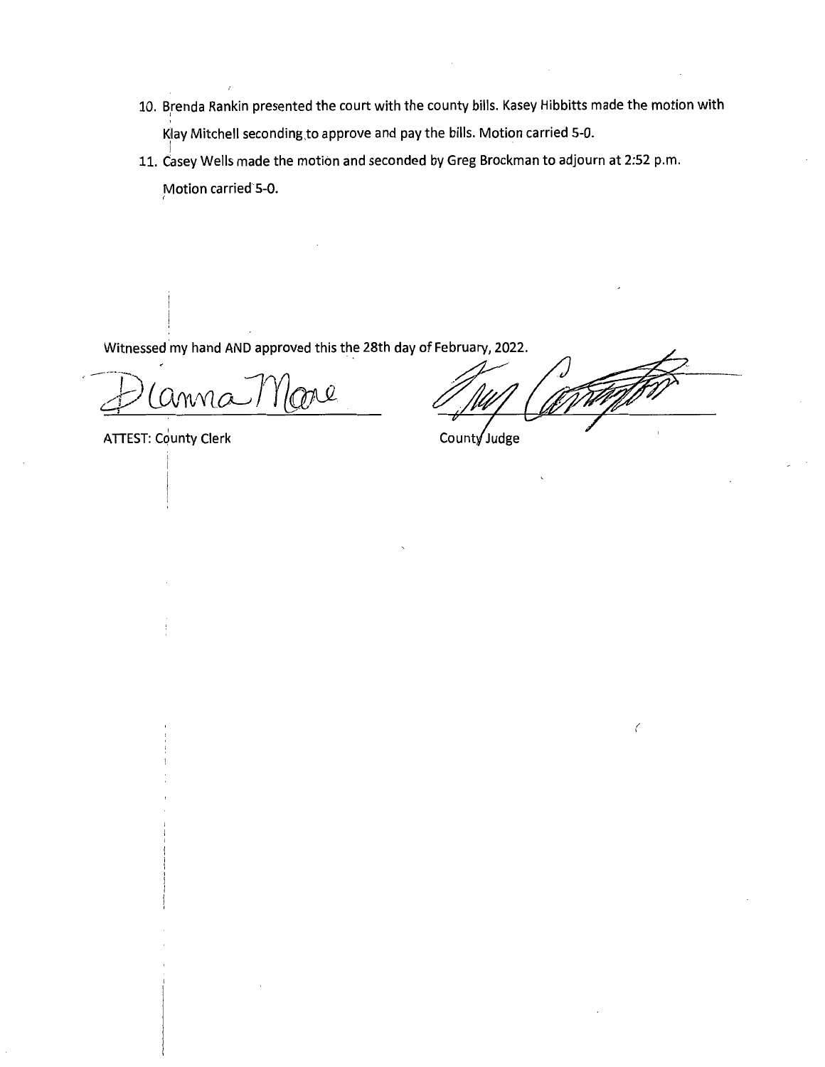10. Brenda Rankin presented the court with the county bills. Kasey Hibbitts made the motion with Klay Mitchell seconding to approve and pay the bills. Motion carried 5-0.
11. Casey Wells made the motion and seconded by Greg Brockman to adjourn at 2:52 p.m. Motion carried 5-0.

Witnessed my hand AND approved this the 28th day of February, 2022.

ATTEST: County Clerk

County Judge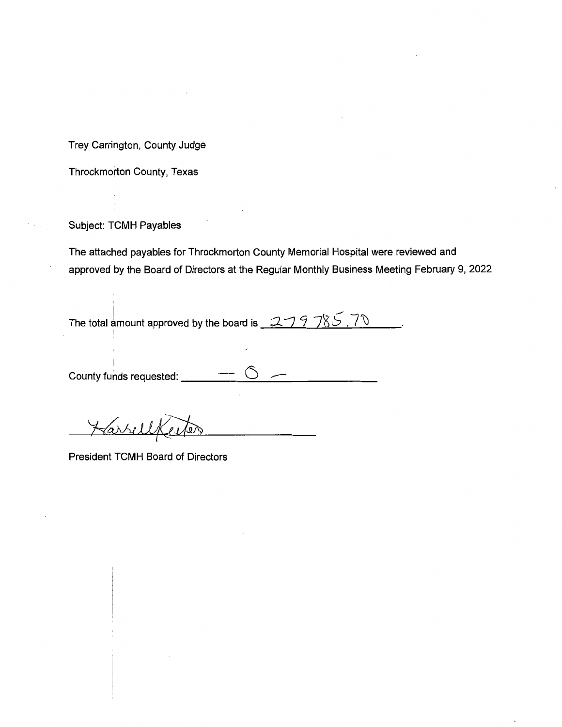Trey Carrington, County Judge

Throckmorton County, Texas

Subject: TCMH Payables

The attached payables for Throckmorton County Memorial Hospital were reviewed and approved by the Board of Directors at the Regular Monthly Business Meeting February 9, 2022

The total amount approved by the board is 279 785.70.

County funds requested: – 0 –

Harrell Keeter

President TCMH Board of Directors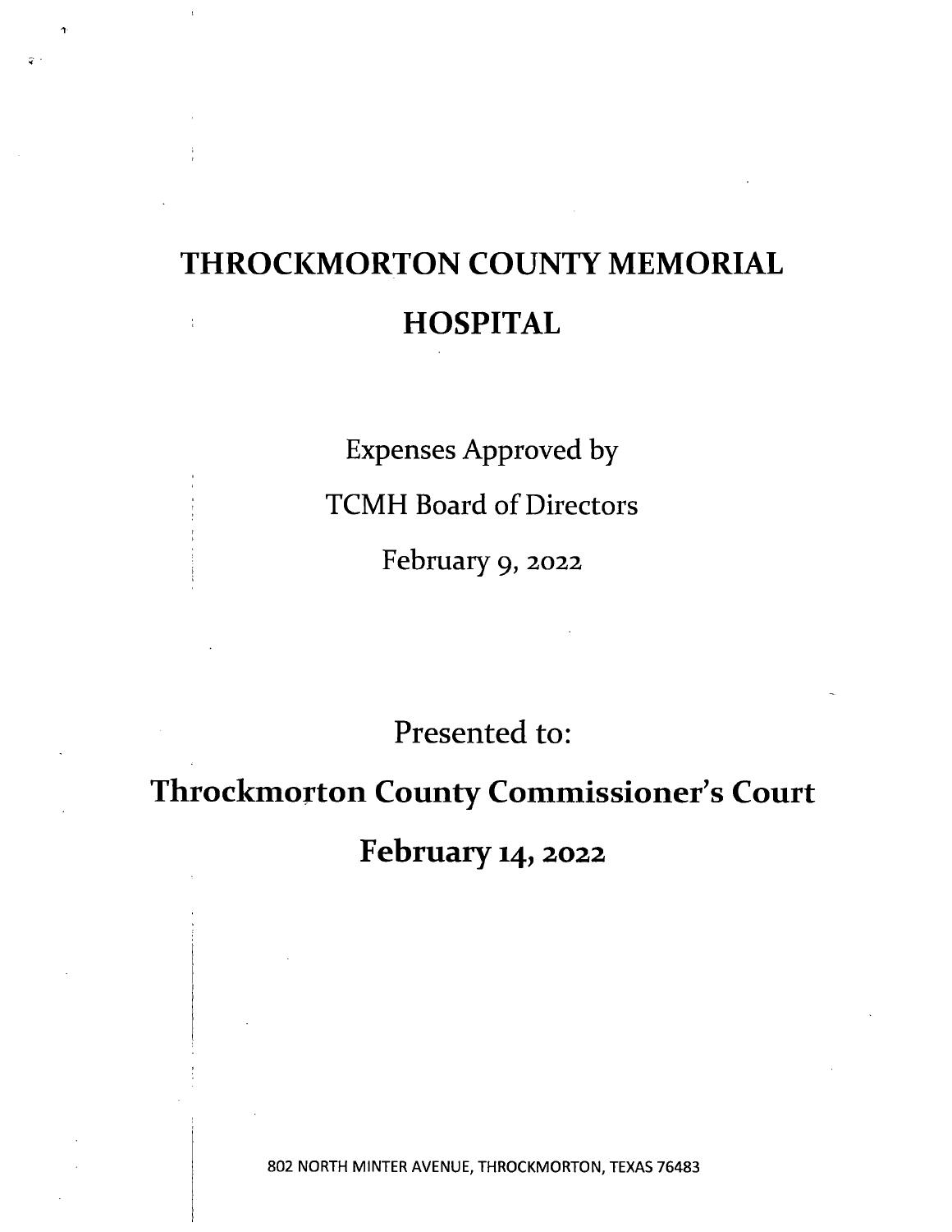# THROCKMORTON COUNTY MEMORIAL HOSPITAL

Expenses Approved by

TCMH Board of Directors

February 9, 2022

Presented to:

## Throckmorton County Commissioner's Court

## February 14, 2022

802 NORTH MINTER AVENUE, THROCKMORTON, TEXAS 76483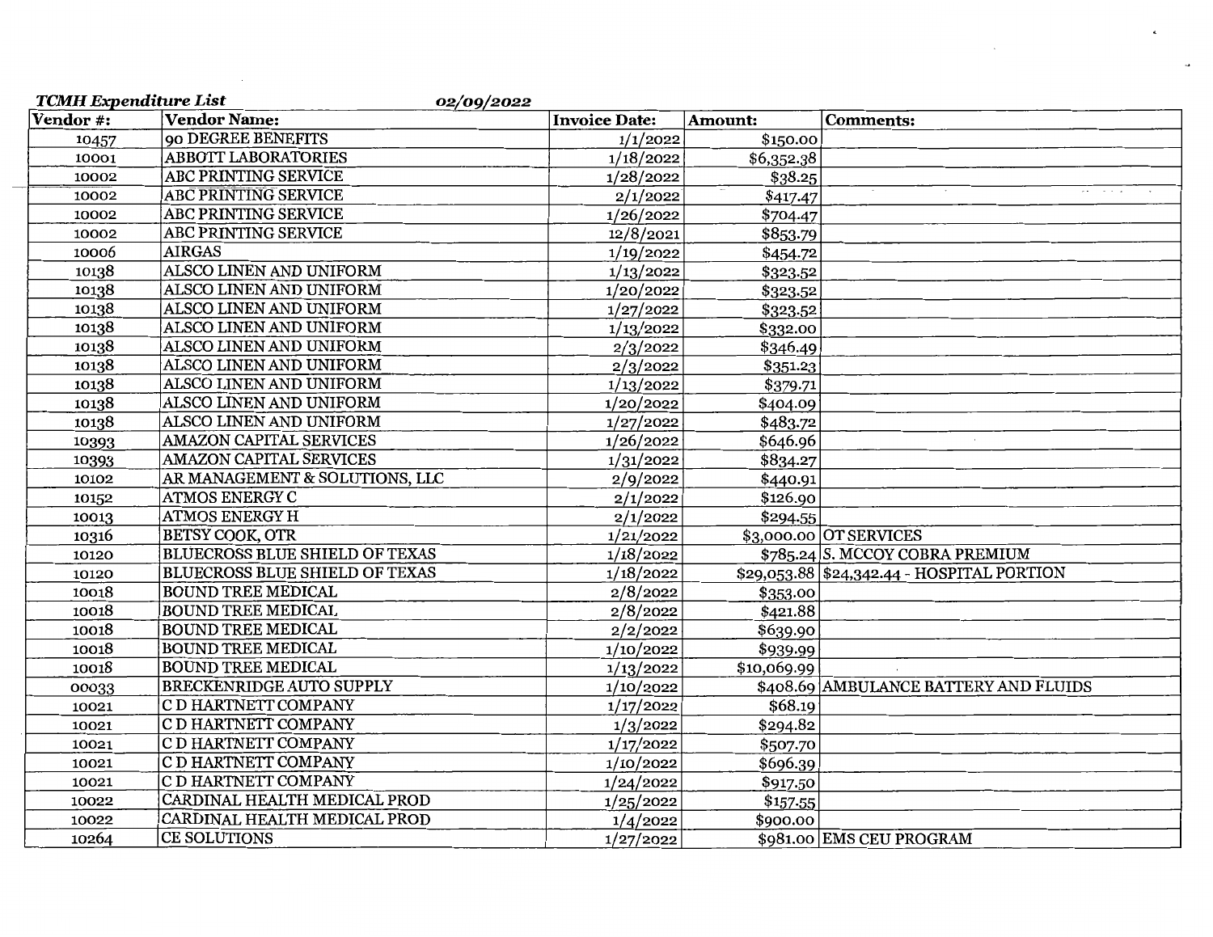*TCMH Expenditure List* *02/09/2022*

| Vendor #: | Vendor Name: | Invoice Date: | Amount: | Comments: |
|---|---|---|---|---|
| 10457 | 90 DEGREE BENEFITS | 1/1/2022 | $150.00 | |
| 10001 | ABBOTT LABORATORIES | 1/18/2022 | $6,352.38 | |
| 10002 | ABC PRINTING SERVICE | 1/28/2022 | $38.25 | |
| 10002 | ABC PRINTING SERVICE | 2/1/2022 | $417.47 | |
| 10002 | ABC PRINTING SERVICE | 1/26/2022 | $704.47 | |
| 10002 | ABC PRINTING SERVICE | 12/8/2021 | $853.79 | |
| 10006 | AIRGAS | 1/19/2022 | $454.72 | |
| 10138 | ALSCO LINEN AND UNIFORM | 1/13/2022 | $323.52 | |
| 10138 | ALSCO LINEN AND UNIFORM | 1/20/2022 | $323.52 | |
| 10138 | ALSCO LINEN AND UNIFORM | 1/27/2022 | $323.52 | |
| 10138 | ALSCO LINEN AND UNIFORM | 1/13/2022 | $332.00 | |
| 10138 | ALSCO LINEN AND UNIFORM | 2/3/2022 | $346.49 | |
| 10138 | ALSCO LINEN AND UNIFORM | 2/3/2022 | $351.23 | |
| 10138 | ALSCO LINEN AND UNIFORM | 1/13/2022 | $379.71 | |
| 10138 | ALSCO LINEN AND UNIFORM | 1/20/2022 | $404.09 | |
| 10138 | ALSCO LINEN AND UNIFORM | 1/27/2022 | $483.72 | |
| 10393 | AMAZON CAPITAL SERVICES | 1/26/2022 | $646.96 | |
| 10393 | AMAZON CAPITAL SERVICES | 1/31/2022 | $834.27 | |
| 10102 | AR MANAGEMENT & SOLUTIONS, LLC | 2/9/2022 | $440.91 | |
| 10152 | ATMOS ENERGY C | 2/1/2022 | $126.90 | |
| 10013 | ATMOS ENERGY H | 2/1/2022 | $294.55 | |
| 10316 | BETSY COOK, OTR | 1/21/2022 | $3,000.00 | OT SERVICES |
| 10120 | BLUECROSS BLUE SHIELD OF TEXAS | 1/18/2022 | $785.24 | S. MCCOY COBRA PREMIUM |
| 10120 | BLUECROSS BLUE SHIELD OF TEXAS | 1/18/2022 | $29,053.88 | $24,342.44 - HOSPITAL PORTION |
| 10018 | BOUND TREE MEDICAL | 2/8/2022 | $353.00 | |
| 10018 | BOUND TREE MEDICAL | 2/8/2022 | $421.88 | |
| 10018 | BOUND TREE MEDICAL | 2/2/2022 | $639.90 | |
| 10018 | BOUND TREE MEDICAL | 1/10/2022 | $939.99 | |
| 10018 | BOUND TREE MEDICAL | 1/13/2022 | $10,069.99 | |
| 00033 | BRECKENRIDGE AUTO SUPPLY | 1/10/2022 | $408.69 | AMBULANCE BATTERY AND FLUIDS |
| 10021 | C D HARTNETT COMPANY | 1/17/2022 | $68.19 | |
| 10021 | C D HARTNETT COMPANY | 1/3/2022 | $294.82 | |
| 10021 | C D HARTNETT COMPANY | 1/17/2022 | $507.70 | |
| 10021 | C D HARTNETT COMPANY | 1/10/2022 | $696.39 | |
| 10021 | C D HARTNETT COMPANY | 1/24/2022 | $917.50 | |
| 10022 | CARDINAL HEALTH MEDICAL PROD | 1/25/2022 | $157.55 | |
| 10022 | CARDINAL HEALTH MEDICAL PROD | 1/4/2022 | $900.00 | |
| 10264 | CE SOLUTIONS | 1/27/2022 | $981.00 | EMS CEU PROGRAM |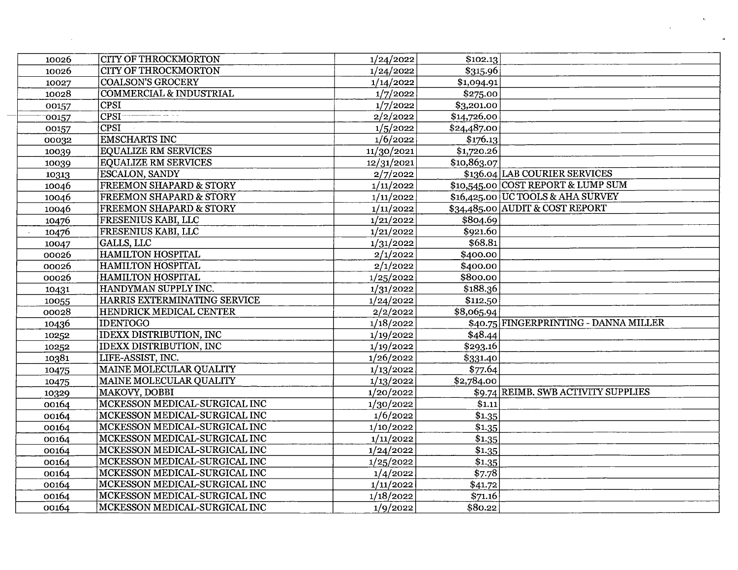| | | | | |
|---|---|---|---|---|
| 10026 | CITY OF THROCKMORTON | 1/24/2022 | $102.13 | |
| 10026 | CITY OF THROCKMORTON | 1/24/2022 | $315.96 | |
| 10027 | COALSON'S GROCERY | 1/14/2022 | $1,094.91 | |
| 10028 | COMMERCIAL & INDUSTRIAL | 1/7/2022 | $275.00 | |
| 00157 | CPSI | 1/7/2022 | $3,201.00 | |
| 00157 | CPSI | 2/2/2022 | $14,726.00 | |
| 00157 | CPSI | 1/5/2022 | $24,487.00 | |
| 00032 | EMSCHARTS INC | 1/6/2022 | $176.13 | |
| 10039 | EQUALIZE RM SERVICES | 11/30/2021 | $1,720.26 | |
| 10039 | EQUALIZE RM SERVICES | 12/31/2021 | $10,863.07 | |
| 10313 | ESCALON, SANDY | 2/7/2022 | $136.04 | LAB COURIER SERVICES |
| 10046 | FREEMON SHAPARD & STORY | 1/11/2022 | $10,545.00 | COST REPORT & LUMP SUM |
| 10046 | FREEMON SHAPARD & STORY | 1/11/2022 | $16,425.00 | UC TOOLS & AHA SURVEY |
| 10046 | FREEMON SHAPARD & STORY | 1/11/2022 | $34,485.00 | AUDIT & COST REPORT |
| 10476 | FRESENIUS KABI, LLC | 1/21/2022 | $804.69 | |
| 10476 | FRESENIUS KABI, LLC | 1/21/2022 | $921.60 | |
| 10047 | GALLS, LLC | 1/31/2022 | $68.81 | |
| 00026 | HAMILTON HOSPITAL | 2/1/2022 | $400.00 | |
| 00026 | HAMILTON HOSPITAL | 2/1/2022 | $400.00 | |
| 00026 | HAMILTON HOSPITAL | 1/25/2022 | $800.00 | |
| 10431 | HANDYMAN SUPPLY INC. | 1/31/2022 | $188.36 | |
| 10055 | HARRIS EXTERMINATING SERVICE | 1/24/2022 | $112.50 | |
| 00028 | HENDRICK MEDICAL CENTER | 2/2/2022 | $8,065.94 | |
| 10436 | IDENTOGO | 1/18/2022 | $40.75 | FINGERPRINTING - DANNA MILLER |
| 10252 | IDEXX DISTRIBUTION, INC | 1/19/2022 | $48.44 | |
| 10252 | IDEXX DISTRIBUTION, INC | 1/19/2022 | $293.16 | |
| 10381 | LIFE-ASSIST, INC. | 1/26/2022 | $331.40 | |
| 10475 | MAINE MOLECULAR QUALITY | 1/13/2022 | $77.64 | |
| 10475 | MAINE MOLECULAR QUALITY | 1/13/2022 | $2,784.00 | |
| 10329 | MAKOVY, DOBBI | 1/20/2022 | $9.74 | REIMB. SWB ACTIVITY SUPPLIES |
| 00164 | MCKESSON MEDICAL-SURGICAL INC | 1/30/2022 | $1.11 | |
| 00164 | MCKESSON MEDICAL-SURGICAL INC | 1/6/2022 | $1.35 | |
| 00164 | MCKESSON MEDICAL-SURGICAL INC | 1/10/2022 | $1.35 | |
| 00164 | MCKESSON MEDICAL-SURGICAL INC | 1/11/2022 | $1.35 | |
| 00164 | MCKESSON MEDICAL-SURGICAL INC | 1/24/2022 | $1.35 | |
| 00164 | MCKESSON MEDICAL-SURGICAL INC | 1/25/2022 | $1.35 | |
| 00164 | MCKESSON MEDICAL-SURGICAL INC | 1/4/2022 | $7.78 | |
| 00164 | MCKESSON MEDICAL-SURGICAL INC | 1/11/2022 | $41.72 | |
| 00164 | MCKESSON MEDICAL-SURGICAL INC | 1/18/2022 | $71.16 | |
| 00164 | MCKESSON MEDICAL-SURGICAL INC | 1/9/2022 | $80.22 | |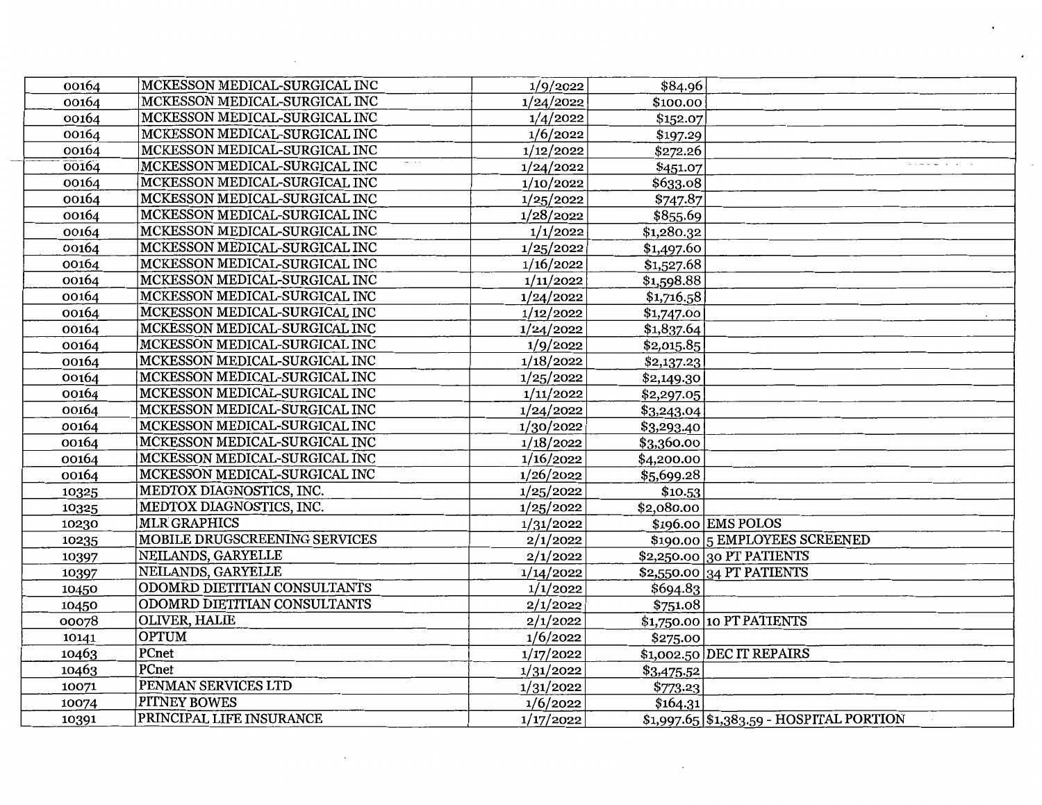| | | | | |
|---|---|---|---|---|
| 00164 | MCKESSON MEDICAL-SURGICAL INC | 1/9/2022 | $84.96 | |
| 00164 | MCKESSON MEDICAL-SURGICAL INC | 1/24/2022 | $100.00 | |
| 00164 | MCKESSON MEDICAL-SURGICAL INC | 1/4/2022 | $152.07 | |
| 00164 | MCKESSON MEDICAL-SURGICAL INC | 1/6/2022 | $197.29 | |
| 00164 | MCKESSON MEDICAL-SURGICAL INC | 1/12/2022 | $272.26 | |
| 00164 | MCKESSON MEDICAL-SURGICAL INC | 1/24/2022 | $451.07 | |
| 00164 | MCKESSON MEDICAL-SURGICAL INC | 1/10/2022 | $633.08 | |
| 00164 | MCKESSON MEDICAL-SURGICAL INC | 1/25/2022 | $747.87 | |
| 00164 | MCKESSON MEDICAL-SURGICAL INC | 1/28/2022 | $855.69 | |
| 00164 | MCKESSON MEDICAL-SURGICAL INC | 1/1/2022 | $1,280.32 | |
| 00164 | MCKESSON MEDICAL-SURGICAL INC | 1/25/2022 | $1,497.60 | |
| 00164 | MCKESSON MEDICAL-SURGICAL INC | 1/16/2022 | $1,527.68 | |
| 00164 | MCKESSON MEDICAL-SURGICAL INC | 1/11/2022 | $1,598.88 | |
| 00164 | MCKESSON MEDICAL-SURGICAL INC | 1/24/2022 | $1,716.58 | |
| 00164 | MCKESSON MEDICAL-SURGICAL INC | 1/12/2022 | $1,747.00 | |
| 00164 | MCKESSON MEDICAL-SURGICAL INC | 1/24/2022 | $1,837.64 | |
| 00164 | MCKESSON MEDICAL-SURGICAL INC | 1/9/2022 | $2,015.85 | |
| 00164 | MCKESSON MEDICAL-SURGICAL INC | 1/18/2022 | $2,137.23 | |
| 00164 | MCKESSON MEDICAL-SURGICAL INC | 1/25/2022 | $2,149.30 | |
| 00164 | MCKESSON MEDICAL-SURGICAL INC | 1/11/2022 | $2,297.05 | |
| 00164 | MCKESSON MEDICAL-SURGICAL INC | 1/24/2022 | $3,243.04 | |
| 00164 | MCKESSON MEDICAL-SURGICAL INC | 1/30/2022 | $3,293.40 | |
| 00164 | MCKESSON MEDICAL-SURGICAL INC | 1/18/2022 | $3,360.00 | |
| 00164 | MCKESSON MEDICAL-SURGICAL INC | 1/16/2022 | $4,200.00 | |
| 00164 | MCKESSON MEDICAL-SURGICAL INC | 1/26/2022 | $5,699.28 | |
| 10325 | MEDTOX DIAGNOSTICS, INC. | 1/25/2022 | $10.53 | |
| 10325 | MEDTOX DIAGNOSTICS, INC. | 1/25/2022 | $2,080.00 | |
| 10230 | MLR GRAPHICS | 1/31/2022 | $196.00 | EMS POLOS |
| 10235 | MOBILE DRUGSCREENING SERVICES | 2/1/2022 | $190.00 | 5 EMPLOYEES SCREENED |
| 10397 | NEILANDS, GARYELLE | 2/1/2022 | $2,250.00 | 30 PT PATIENTS |
| 10397 | NEILANDS, GARYELLE | 1/14/2022 | $2,550.00 | 34 PT PATIENTS |
| 10450 | ODOMRD DIETITIAN CONSULTANTS | 1/1/2022 | $694.83 | |
| 10450 | ODOMRD DIETITIAN CONSULTANTS | 2/1/2022 | $751.08 | |
| 00078 | OLIVER, HALIE | 2/1/2022 | $1,750.00 | 10 PT PATIENTS |
| 10141 | OPTUM | 1/6/2022 | $275.00 | |
| 10463 | PCnet | 1/17/2022 | $1,002.50 | DEC IT REPAIRS |
| 10463 | PCnet | 1/31/2022 | $3,475.52 | |
| 10071 | PENMAN SERVICES LTD | 1/31/2022 | $773.23 | |
| 10074 | PITNEY BOWES | 1/6/2022 | $164.31 | |
| 10391 | PRINCIPAL LIFE INSURANCE | 1/17/2022 | $1,997.65 | $1,383.59 - HOSPITAL PORTION |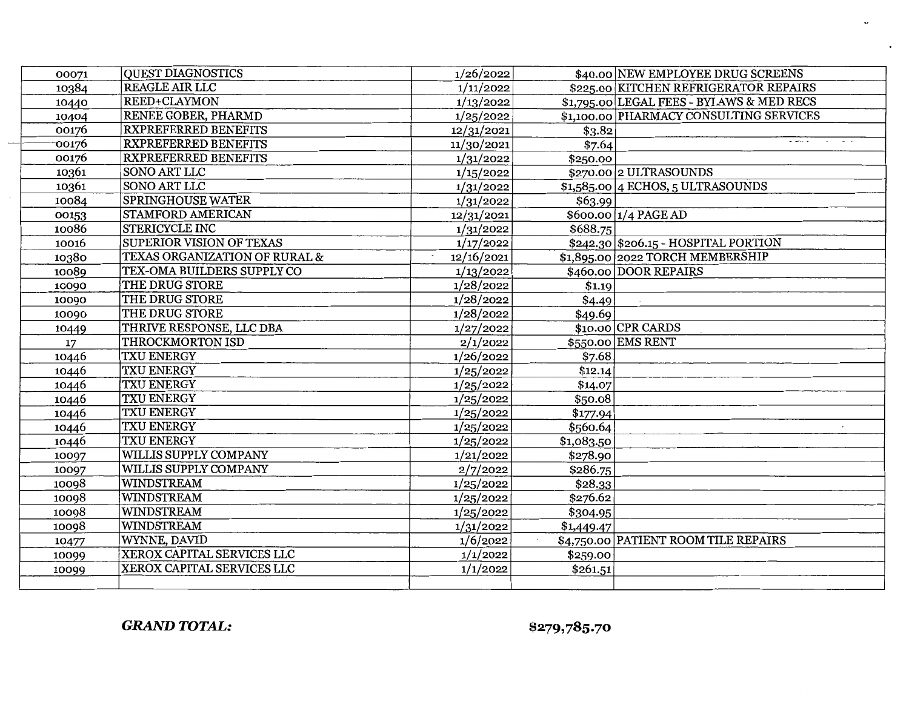| | | | | |
|---|---|---|---|---|
| 00071 | QUEST DIAGNOSTICS | 1/26/2022 | $40.00 | NEW EMPLOYEE DRUG SCREENS |
| 10384 | REAGLE AIR LLC | 1/11/2022 | $225.00 | KITCHEN REFRIGERATOR REPAIRS |
| 10440 | REED+CLAYMON | 1/13/2022 | $1,795.00 | LEGAL FEES - BYLAWS & MED RECS |
| 10404 | RENEE GOBER, PHARMD | 1/25/2022 | $1,100.00 | PHARMACY CONSULTING SERVICES |
| 00176 | RXPREFERRED BENEFITS | 12/31/2021 | $3.82 | |
| 00176 | RXPREFERRED BENEFITS | 11/30/2021 | $7.64 | |
| 00176 | RXPREFERRED BENEFITS | 1/31/2022 | $250.00 | |
| 10361 | SONO ART LLC | 1/15/2022 | $270.00 | 2 ULTRASOUNDS |
| 10361 | SONO ART LLC | 1/31/2022 | $1,585.00 | 4 ECHOS, 5 ULTRASOUNDS |
| 10084 | SPRINGHOUSE WATER | 1/31/2022 | $63.99 | |
| 00153 | STAMFORD AMERICAN | 12/31/2021 | $600.00 | 1/4 PAGE AD |
| 10086 | STERICYCLE INC | 1/31/2022 | $688.75 | |
| 10016 | SUPERIOR VISION OF TEXAS | 1/17/2022 | $242.30 | $206.15 - HOSPITAL PORTION |
| 10380 | TEXAS ORGANIZATION OF RURAL & | 12/16/2021 | $1,895.00 | 2022 TORCH MEMBERSHIP |
| 10089 | TEX-OMA BUILDERS SUPPLY CO | 1/13/2022 | $460.00 | DOOR REPAIRS |
| 10090 | THE DRUG STORE | 1/28/2022 | $1.19 | |
| 10090 | THE DRUG STORE | 1/28/2022 | $4.49 | |
| 10090 | THE DRUG STORE | 1/28/2022 | $49.69 | |
| 10449 | THRIVE RESPONSE, LLC DBA | 1/27/2022 | $10.00 | CPR CARDS |
| 17 | THROCKMORTON ISD | 2/1/2022 | $550.00 | EMS RENT |
| 10446 | TXU ENERGY | 1/26/2022 | $7.68 | |
| 10446 | TXU ENERGY | 1/25/2022 | $12.14 | |
| 10446 | TXU ENERGY | 1/25/2022 | $14.07 | |
| 10446 | TXU ENERGY | 1/25/2022 | $50.08 | |
| 10446 | TXU ENERGY | 1/25/2022 | $177.94 | |
| 10446 | TXU ENERGY | 1/25/2022 | $560.64 | |
| 10446 | TXU ENERGY | 1/25/2022 | $1,083.50 | |
| 10097 | WILLIS SUPPLY COMPANY | 1/21/2022 | $278.90 | |
| 10097 | WILLIS SUPPLY COMPANY | 2/7/2022 | $286.75 | |
| 10098 | WINDSTREAM | 1/25/2022 | $28.33 | |
| 10098 | WINDSTREAM | 1/25/2022 | $276.62 | |
| 10098 | WINDSTREAM | 1/25/2022 | $304.95 | |
| 10098 | WINDSTREAM | 1/31/2022 | $1,449.47 | |
| 10477 | WYNNE, DAVID | 1/6/2022 | $4,750.00 | PATIENT ROOM TILE REPAIRS |
| 10099 | XEROX CAPITAL SERVICES LLC | 1/1/2022 | $259.00 | |
| 10099 | XEROX CAPITAL SERVICES LLC | 1/1/2022 | $261.51 | |
| | | | | |

***GRAND TOTAL:*** **$279,785.70**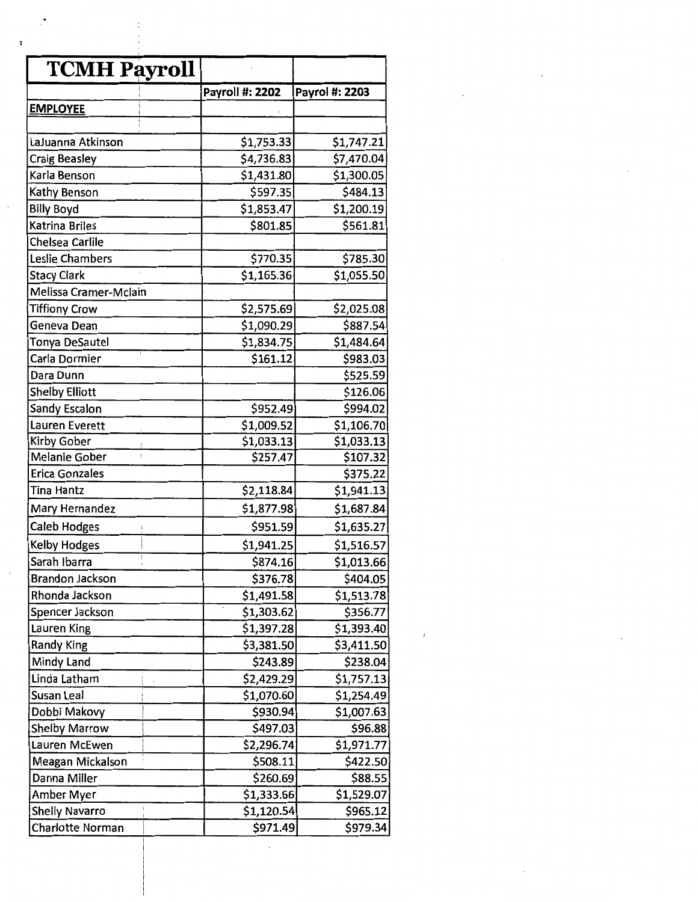| TCMH Payroll | | |
|---|---|---|
| | Payroll #: 2202 | Payrol #: 2203 |
| **EMPLOYEE** | | |
| | | |
| LaJuanna Atkinson | $1,753.33 | $1,747.21 |
| Craig Beasley | $4,736.83 | $7,470.04 |
| Karla Benson | $1,431.80 | $1,300.05 |
| Kathy Benson | $597.35 | $484.13 |
| Billy Boyd | $1,853.47 | $1,200.19 |
| Katrina Briles | $801.85 | $561.81 |
| Chelsea Carlile | | |
| Leslie Chambers | $770.35 | $785.30 |
| Stacy Clark | $1,165.36 | $1,055.50 |
| Melissa Cramer-Mclain | | |
| Tiffiony Crow | $2,575.69 | $2,025.08 |
| Geneva Dean | $1,090.29 | $887.54 |
| Tonya DeSautel | $1,834.75 | $1,484.64 |
| Carla Dormier | $161.12 | $983.03 |
| Dara Dunn | | $525.59 |
| Shelby Elliott | | $126.06 |
| Sandy Escalon | $952.49 | $994.02 |
| Lauren Everett | $1,009.52 | $1,106.70 |
| Kirby Gober | $1,033.13 | $1,033.13 |
| Melanie Gober | $257.47 | $107.32 |
| Erica Gonzales | | $375.22 |
| Tina Hantz | $2,118.84 | $1,941.13 |
| Mary Hernandez | $1,877.98 | $1,687.84 |
| Caleb Hodges | $951.59 | $1,635.27 |
| Kelby Hodges | $1,941.25 | $1,516.57 |
| Sarah Ibarra | $874.16 | $1,013.66 |
| Brandon Jackson | $376.78 | $404.05 |
| Rhonda Jackson | $1,491.58 | $1,513.78 |
| Spencer Jackson | $1,303.62 | $356.77 |
| Lauren King | $1,397.28 | $1,393.40 |
| Randy King | $3,381.50 | $3,411.50 |
| Mindy Land | $243.89 | $238.04 |
| Linda Latham | $2,429.29 | $1,757.13 |
| Susan Leal | $1,070.60 | $1,254.49 |
| Dobbi Makovy | $930.94 | $1,007.63 |
| Shelby Marrow | $497.03 | $96.88 |
| Lauren McEwen | $2,296.74 | $1,971.77 |
| Meagan Mickalson | $508.11 | $422.50 |
| Danna Miller | $260.69 | $88.55 |
| Amber Myer | $1,333.66 | $1,529.07 |
| Shelly Navarro | $1,120.54 | $965.12 |
| Charlotte Norman | $971.49 | $979.34 |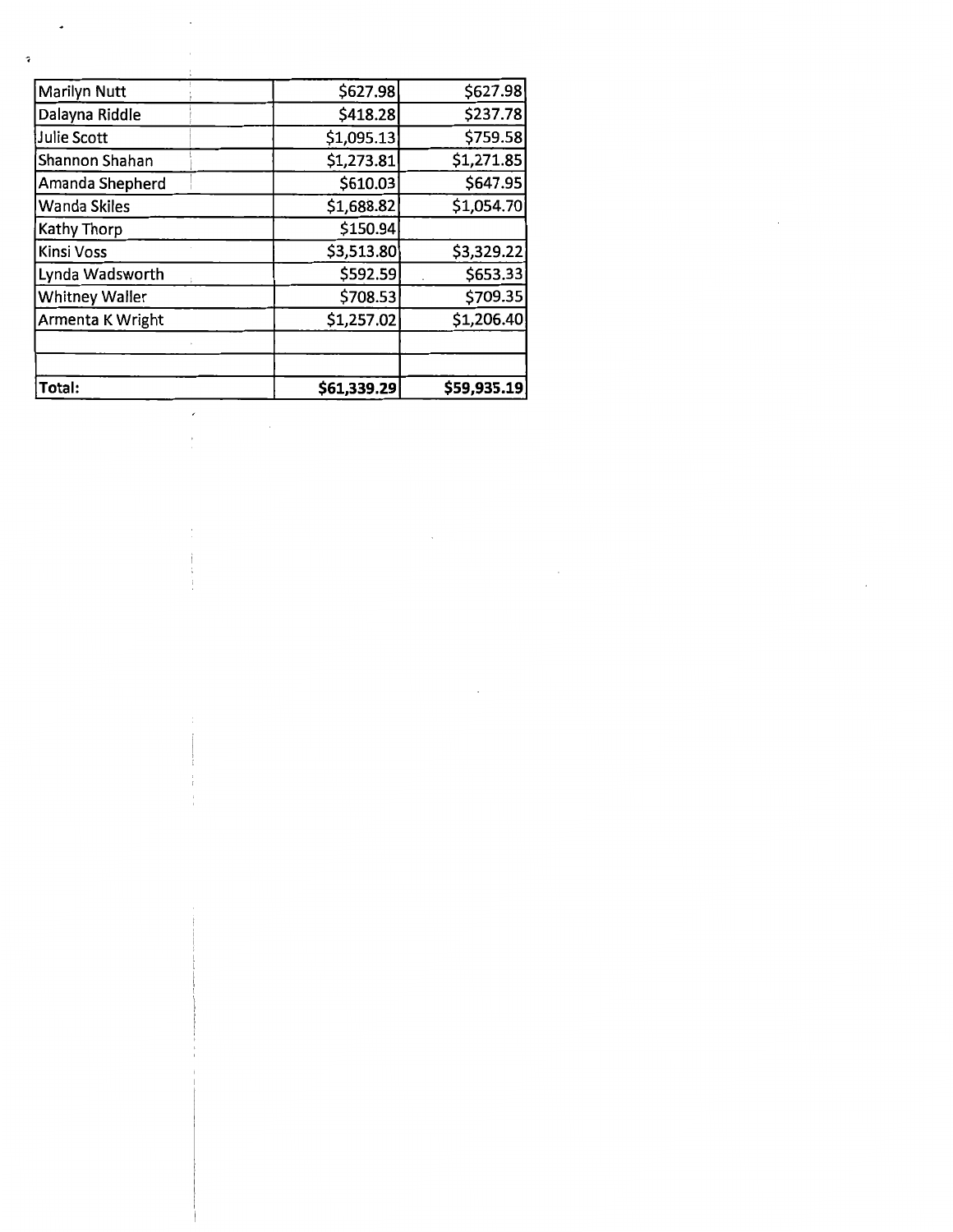| | | |
|---|---|---|
| Marilyn Nutt | $627.98 | $627.98 |
| Dalayna Riddle | $418.28 | $237.78 |
| Julie Scott | $1,095.13 | $759.58 |
| Shannon Shahan | $1,273.81 | $1,271.85 |
| Amanda Shepherd | $610.03 | $647.95 |
| Wanda Skiles | $1,688.82 | $1,054.70 |
| Kathy Thorp | $150.94 | |
| Kinsi Voss | $3,513.80 | $3,329.22 |
| Lynda Wadsworth | $592.59 | $653.33 |
| Whitney Waller | $708.53 | $709.35 |
| Armenta K Wright | $1,257.02 | $1,206.40 |
| | | |
| | | |
| **Total:** | **$61,339.29** | **$59,935.19** |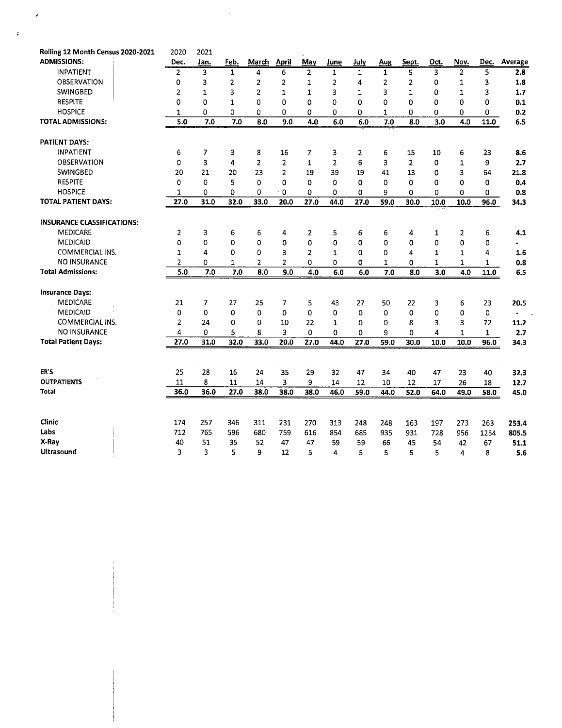| Rolling 12 Month Census 2020-2021 | 2020 | 2021 | | | | | | | | | | | | |
|---|---|---|---|---|---|---|---|---|---|---|---|---|---|---|
| **ADMISSIONS:** | Dec. | Jan. | Feb. | March | April | May | June | July | Aug | Sept. | Oct. | Nov. | Dec. | Average |
| INPATIENT | 2 | 3 | 1 | 4 | 6 | 2 | 1 | 1 | 1 | 5 | 3 | 2 | 5 | **2.8** |
| OBSERVATION | 0 | 3 | 2 | 2 | 2 | 1 | 2 | 4 | 2 | 2 | 0 | 1 | 3 | **1.8** |
| SWINGBED | 2 | 1 | 3 | 2 | 1 | 1 | 3 | 1 | 3 | 1 | 0 | 1 | 3 | **1.7** |
| RESPITE | 0 | 0 | 1 | 0 | 0 | 0 | 0 | 0 | 0 | 0 | 0 | 0 | 0 | **0.1** |
| HOSPICE | 1 | 0 | 0 | 0 | 0 | 0 | 0 | 0 | 1 | 0 | 0 | 0 | 0 | **0.2** |
| **TOTAL ADMISSIONS:** | 5.0 | 7.0 | 7.0 | 8.0 | 9.0 | 4.0 | 6.0 | 6.0 | 7.0 | 8.0 | 3.0 | 4.0 | 11.0 | 6.5 |
| | | | | | | | | | | | | | | |
| **PATIENT DAYS:** | | | | | | | | | | | | | | |
| INPATIENT | 6 | 7 | 3 | 8 | 16 | 7 | 3 | 2 | 6 | 15 | 10 | 6 | 23 | **8.6** |
| OBSERVATION | 0 | 3 | 4 | 2 | 2 | 1 | 2 | 6 | 3 | 2 | 0 | 1 | 9 | **2.7** |
| SWINGBED | 20 | 21 | 20 | 23 | 2 | 19 | 39 | 19 | 41 | 13 | 0 | 3 | 64 | **21.8** |
| RESPITE | 0 | 0 | 5 | 0 | 0 | 0 | 0 | 0 | 0 | 0 | 0 | 0 | 0 | **0.4** |
| HOSPICE | 1 | 0 | 0 | 0 | 0 | 0 | 0 | 0 | 9 | 0 | 0 | 0 | 0 | **0.8** |
| **TOTAL PATIENT DAYS:** | 27.0 | 31.0 | 32.0 | 33.0 | 20.0 | 27.0 | 44.0 | 27.0 | 59.0 | 30.0 | 10.0 | 10.0 | 96.0 | 34.3 |
| | | | | | | | | | | | | | | |
| **INSURANCE CLASSIFICATIONS:** | | | | | | | | | | | | | | |
| MEDICARE | 2 | 3 | 6 | 6 | 4 | 2 | 5 | 6 | 6 | 4 | 1 | 2 | 6 | **4.1** |
| MEDICAID | 0 | 0 | 0 | 0 | 0 | 0 | 0 | 0 | 0 | 0 | 0 | 0 | 0 | **-** |
| COMMERCIAL INS. | 1 | 4 | 0 | 0 | 3 | 2 | 1 | 0 | 0 | 4 | 1 | 1 | 4 | **1.6** |
| NO INSURANCE | 2 | 0 | 1 | 2 | 2 | 0 | 0 | 0 | 1 | 0 | 1 | 1 | 1 | **0.8** |
| **Total Admissions:** | 5.0 | 7.0 | 7.0 | 8.0 | 9.0 | 4.0 | 6.0 | 6.0 | 7.0 | 8.0 | 3.0 | 4.0 | 11.0 | 6.5 |
| | | | | | | | | | | | | | | |
| **Insurance Days:** | | | | | | | | | | | | | | |
| MEDICARE | 21 | 7 | 27 | 25 | 7 | 5 | 43 | 27 | 50 | 22 | 3 | 6 | 23 | **20.5** |
| MEDICAID | 0 | 0 | 0 | 0 | 0 | 0 | 0 | 0 | 0 | 0 | 0 | 0 | 0 | **-** |
| COMMERCIAL INS. | 2 | 24 | 0 | 0 | 10 | 22 | 1 | 0 | 0 | 8 | 3 | 3 | 72 | **11.2** |
| NO INSURANCE | 4 | 0 | 5 | 8 | 3 | 0 | 0 | 0 | 9 | 0 | 4 | 1 | 1 | **2.7** |
| **Total Patient Days:** | 27.0 | 31.0 | 32.0 | 33.0 | 20.0 | 27.0 | 44.0 | 27.0 | 59.0 | 30.0 | 10.0 | 10.0 | 96.0 | 34.3 |
| | | | | | | | | | | | | | | |
| **ER'S** | 25 | 28 | 16 | 24 | 35 | 29 | 32 | 47 | 34 | 40 | 47 | 23 | 40 | **32.3** |
| **OUTPATIENTS** | 11 | 8 | 11 | 14 | 3 | 9 | 14 | 12 | 10 | 12 | 17 | 26 | 18 | **12.7** |
| **Total** | 36.0 | 36.0 | 27.0 | 38.0 | 38.0 | 38.0 | 46.0 | 59.0 | 44.0 | 52.0 | 64.0 | 49.0 | 58.0 | 45.0 |
| | | | | | | | | | | | | | | |
| **Clinic** | 174 | 257 | 346 | 311 | 231 | 270 | 313 | 248 | 248 | 163 | 197 | 273 | 263 | **253.4** |
| **Labs** | 712 | 765 | 596 | 680 | 759 | 616 | 854 | 685 | 935 | 931 | 728 | 956 | 1254 | **805.5** |
| **X-Ray** | 40 | 51 | 35 | 52 | 47 | 47 | 59 | 59 | 66 | 45 | 54 | 42 | 67 | **51.1** |
| **Ultrasound** | 3 | 3 | 5 | 9 | 12 | 5 | 4 | 5 | 5 | 5 | 5 | 4 | 8 | **5.6** |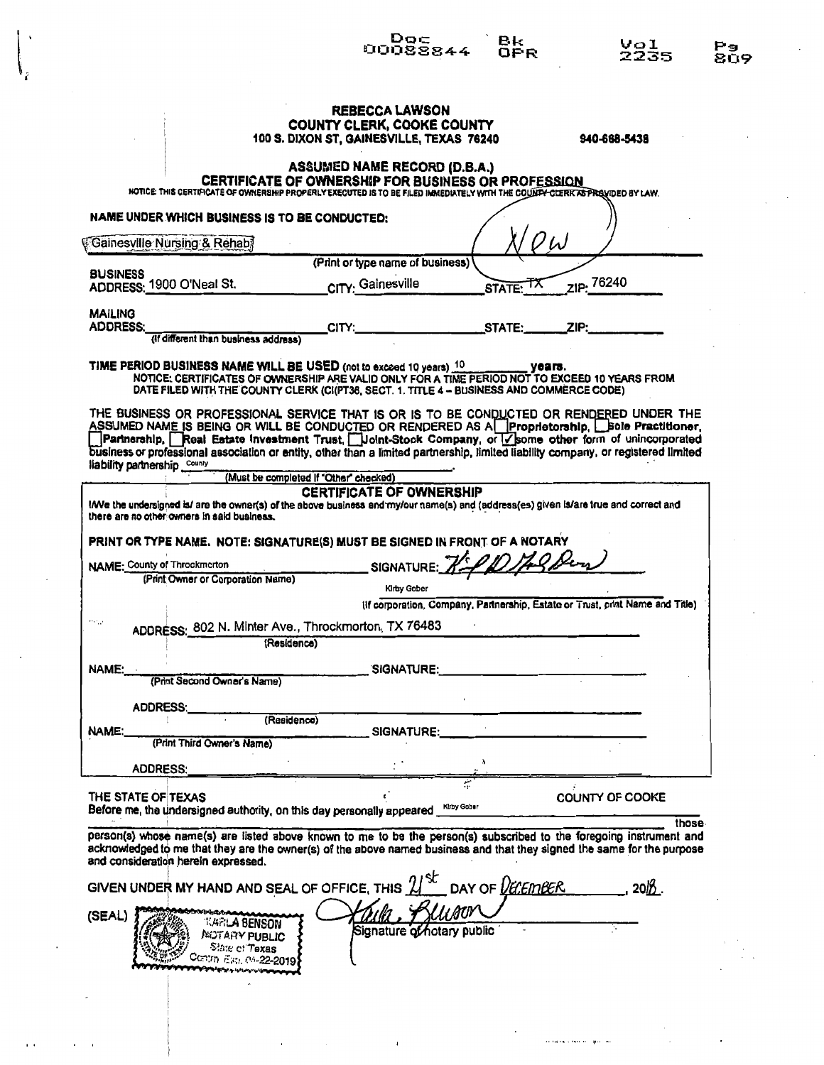Doc 00088844 Bk OPR Vol 2235 Pg 809

**REBECCA LAWSON**
**COUNTY CLERK, COOKE COUNTY**
**100 S. DIXON ST, GAINESVILLE, TEXAS 76240** 940-668-5438

## ASSUMED NAME RECORD (D.B.A.)
## CERTIFICATE OF OWNERSHIP FOR BUSINESS OR PROFESSION

NOTICE: THIS CERTIFICATE OF OWNERSHIP PROPERLY EXECUTED IS TO BE FILED IMMEDIATELY WITH THE COUNTY CLERK AS PROVIDED BY LAW.

**NAME UNDER WHICH BUSINESS IS TO BE CONDUCTED:**

Gainesville Nursing & Rehab — New

(Print or type name of business)

**BUSINESS ADDRESS:** 1900 O'Neal St. **CITY:** Gainesville **STATE:** TX **ZIP:** 76240

**MAILING ADDRESS:** ________ **CITY:** ________ **STATE:** ____ **ZIP:** ____
(If different than business address)

**TIME PERIOD BUSINESS NAME WILL BE USED** (not to exceed 10 years) 10 **years.**
NOTICE: CERTIFICATES OF OWNERSHIP ARE VALID ONLY FOR A TIME PERIOD NOT TO EXCEED 10 YEARS FROM DATE FILED WITH THE COUNTY CLERK (CH(PT36, SECT. 1. TITLE 4 – BUSINESS AND COMMERCE CODE)

THE BUSINESS OR PROFESSIONAL SERVICE THAT IS OR IS TO BE CONDUCTED OR RENDERED UNDER THE ASSUMED NAME IS BEING OR WILL BE CONDUCTED OR RENDERED AS A ☐ **Proprietorship**, ☐ **Sole Practitioner**, ☐ **Partnership**, ☐ **Real Estate Investment Trust**, ☐ **Joint-Stock Company**, or ☑ some other form of unincorporated business or professional association or entity, other than a limited partnership, limited liability company, or registered limited liability partnership County
(Must be completed if "Other" checked)

### CERTIFICATE OF OWNERSHIP

I/We the undersigned is/ are the owner(s) of the above business and my/our name(s) and (address(es) given is/are true and correct and there are no other owners in said business.

**PRINT OR TYPE NAME. NOTE: SIGNATURE(S) MUST BE SIGNED IN FRONT OF A NOTARY**

NAME: County of Throckmorton SIGNATURE: [signature]
(Print Owner or Corporation Name)
Kirby Gober
(If corporation, Company, Partnership, Estate or Trust, print Name and Title)

ADDRESS: 802 N. Minter Ave., Throckmorton, TX 76483
(Residence)

NAME: ________ SIGNATURE: ________
(Print Second Owner's Name)

ADDRESS: ________
(Residence)

NAME: ________ SIGNATURE: ________
(Print Third Owner's Name)

ADDRESS: ________

THE STATE OF TEXAS COUNTY OF COOKE

Before me, the undersigned authority, on this day personally appeared Kirby Gober those person(s) whose name(s) are listed above known to me to be the person(s) subscribed to the foregoing instrument and acknowledged to me that they are the owner(s) of the above named business and that they signed the same for the purpose and consideration herein expressed.

GIVEN UNDER MY HAND AND SEAL OF OFFICE, THIS 21st DAY OF December, 2018.

(SEAL) KARLA BENSON, NOTARY PUBLIC, State of Texas, Comm. Exp. 04-22-2019

[signature] Karla Benson
Signature of notary public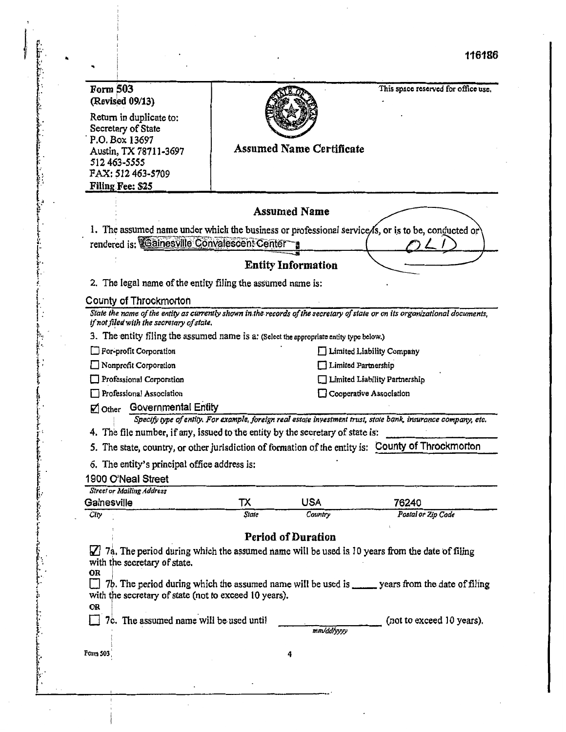116186

**Form 503**
**(Revised 09/13)**

Return in duplicate to:
Secretary of State
P.O. Box 13697
Austin, TX 78711-3697
512 463-5555
FAX: 512 463-5709
**Filing Fee: $25**

This space reserved for office use.

# Assumed Name Certificate

## Assumed Name

1. The assumed name under which the business or professional service is, or is to be, conducted or rendered is: Gainesville Convalescent Center

OLD

## Entity Information

2. The legal name of the entity filing the assumed name is:

County of Throckmorton

*State the name of the entity as currently shown in the records of the secretary of state or on its organizational documents, if not filed with the secretary of state.*

3. The entity filing the assumed name is a: (Select the appropriate entity type below.)

- ☐ For-profit Corporation
- ☐ Nonprofit Corporation
- ☐ Professional Corporation
- ☐ Professional Association
- ☐ Limited Liability Company
- ☐ Limited Partnership
- ☐ Limited Liability Partnership
- ☐ Cooperative Association
- ☑ Other Governmental Entity

*Specify type of entity. For example, foreign real estate investment trust, state bank, insurance company, etc.*

4. The file number, if any, issued to the entity by the secretary of state is: ____________

5. The state, country, or other jurisdiction of formation of the entity is: County of Throckmorton

6. The entity's principal office address is:

1900 O'Neal Street
*Street or Mailing Address*

| Gainesville | TX | USA | 76240 |
|---|---|---|---|
| *City* | *State* | *Country* | *Postal or Zip Code* |

## Period of Duration

☑ 7a. The period during which the assumed name will be used is 10 years from the date of filing with the secretary of state.

**OR**

☐ 7b. The period during which the assumed name will be used is _____ years from the date of filing with the secretary of state (not to exceed 10 years).

**OR**

☐ 7c. The assumed name will be used until ______________ (not to exceed 10 years).
*mm/dd/yyyy*

Form 503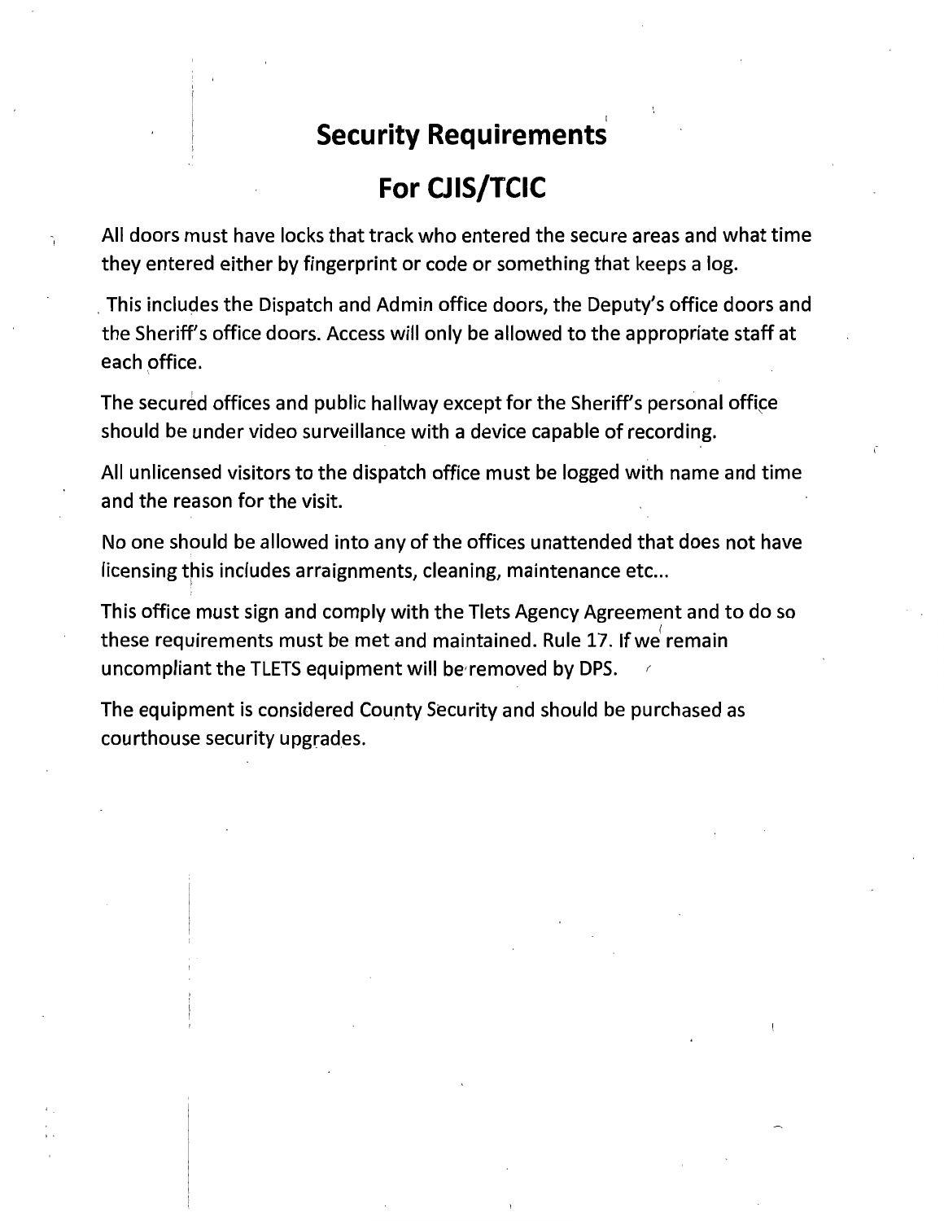# Security Requirements

# For CJIS/TCIC

All doors must have locks that track who entered the secure areas and what time they entered either by fingerprint or code or something that keeps a log.

This includes the Dispatch and Admin office doors, the Deputy's office doors and the Sheriff's office doors. Access will only be allowed to the appropriate staff at each office.

The secured offices and public hallway except for the Sheriff's personal office should be under video surveillance with a device capable of recording.

All unlicensed visitors to the dispatch office must be logged with name and time and the reason for the visit.

No one should be allowed into any of the offices unattended that does not have licensing this includes arraignments, cleaning, maintenance etc...

This office must sign and comply with the Tlets Agency Agreement and to do so these requirements must be met and maintained. Rule 17. If we remain uncompliant the TLETS equipment will be removed by DPS.

The equipment is considered County Security and should be purchased as courthouse security upgrades.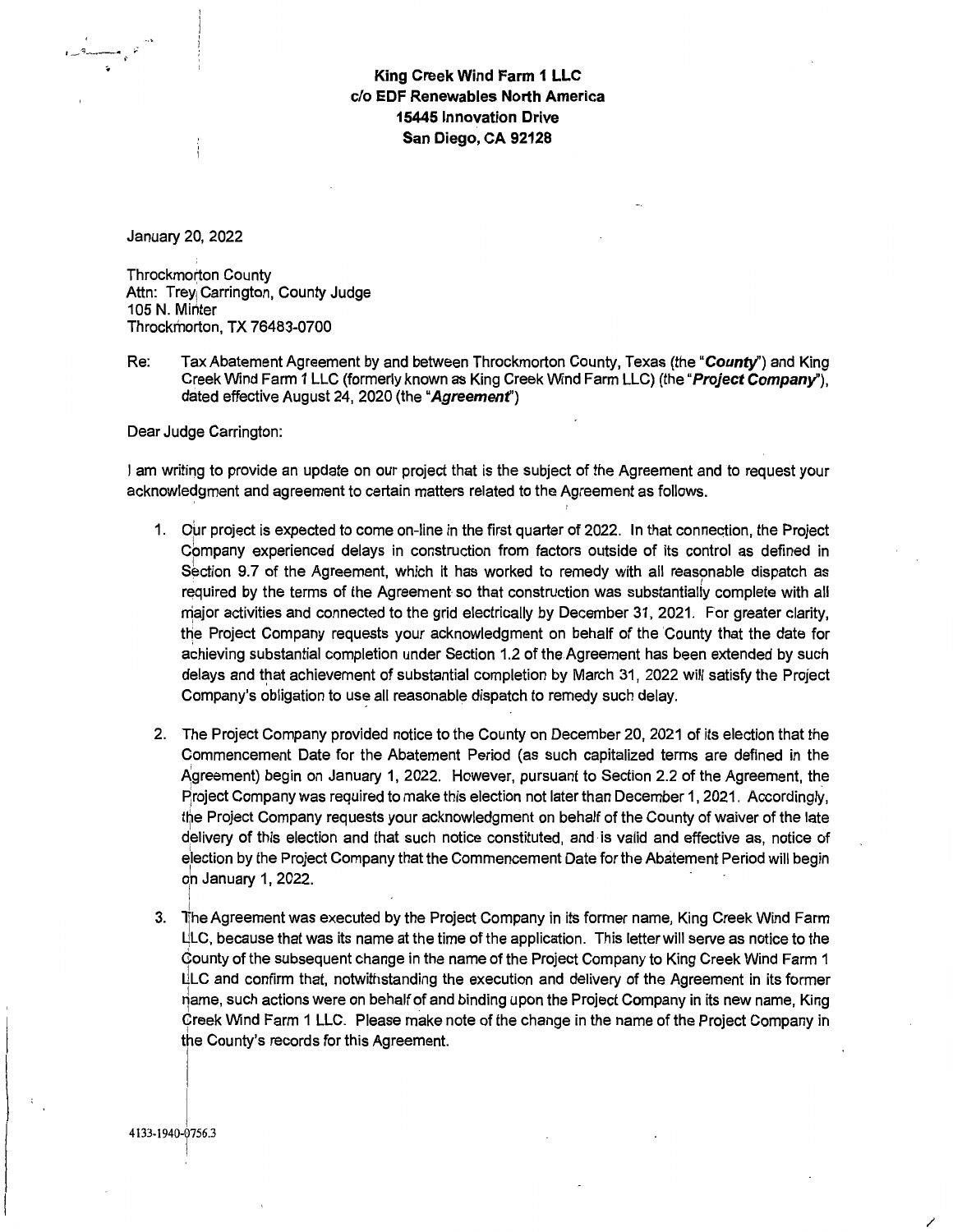**King Creek Wind Farm 1 LLC**
**c/o EDF Renewables North America**
**15445 Innovation Drive**
**San Diego, CA 92128**

January 20, 2022

Throckmorton County
Attn: Trey Carrington, County Judge
105 N. Minter
Throckmorton, TX 76483-0700

Re: Tax Abatement Agreement by and between Throckmorton County, Texas (the "***County***") and King Creek Wind Farm 1 LLC (formerly known as King Creek Wind Farm LLC) (the "***Project Company***"), dated effective August 24, 2020 (the "***Agreement***")

Dear Judge Carrington:

I am writing to provide an update on our project that is the subject of the Agreement and to request your acknowledgment and agreement to certain matters related to the Agreement as follows.

1. Our project is expected to come on-line in the first quarter of 2022. In that connection, the Project Company experienced delays in construction from factors outside of its control as defined in Section 9.7 of the Agreement, which it has worked to remedy with all reasonable dispatch as required by the terms of the Agreement so that construction was substantially complete with all major activities and connected to the grid electrically by December 31, 2021. For greater clarity, the Project Company requests your acknowledgment on behalf of the County that the date for achieving substantial completion under Section 1.2 of the Agreement has been extended by such delays and that achievement of substantial completion by March 31, 2022 will satisfy the Project Company's obligation to use all reasonable dispatch to remedy such delay.

2. The Project Company provided notice to the County on December 20, 2021 of its election that the Commencement Date for the Abatement Period (as such capitalized terms are defined in the Agreement) begin on January 1, 2022. However, pursuant to Section 2.2 of the Agreement, the Project Company was required to make this election not later than December 1, 2021. Accordingly, the Project Company requests your acknowledgment on behalf of the County of waiver of the late delivery of this election and that such notice constituted, and is valid and effective as, notice of election by the Project Company that the Commencement Date for the Abatement Period will begin on January 1, 2022.

3. The Agreement was executed by the Project Company in its former name, King Creek Wind Farm LLC, because that was its name at the time of the application. This letter will serve as notice to the County of the subsequent change in the name of the Project Company to King Creek Wind Farm 1 LLC and confirm that, notwithstanding the execution and delivery of the Agreement in its former name, such actions were on behalf of and binding upon the Project Company in its new name, King Creek Wind Farm 1 LLC. Please make note of the change in the name of the Project Company in the County's records for this Agreement.

4133-1940-0756.3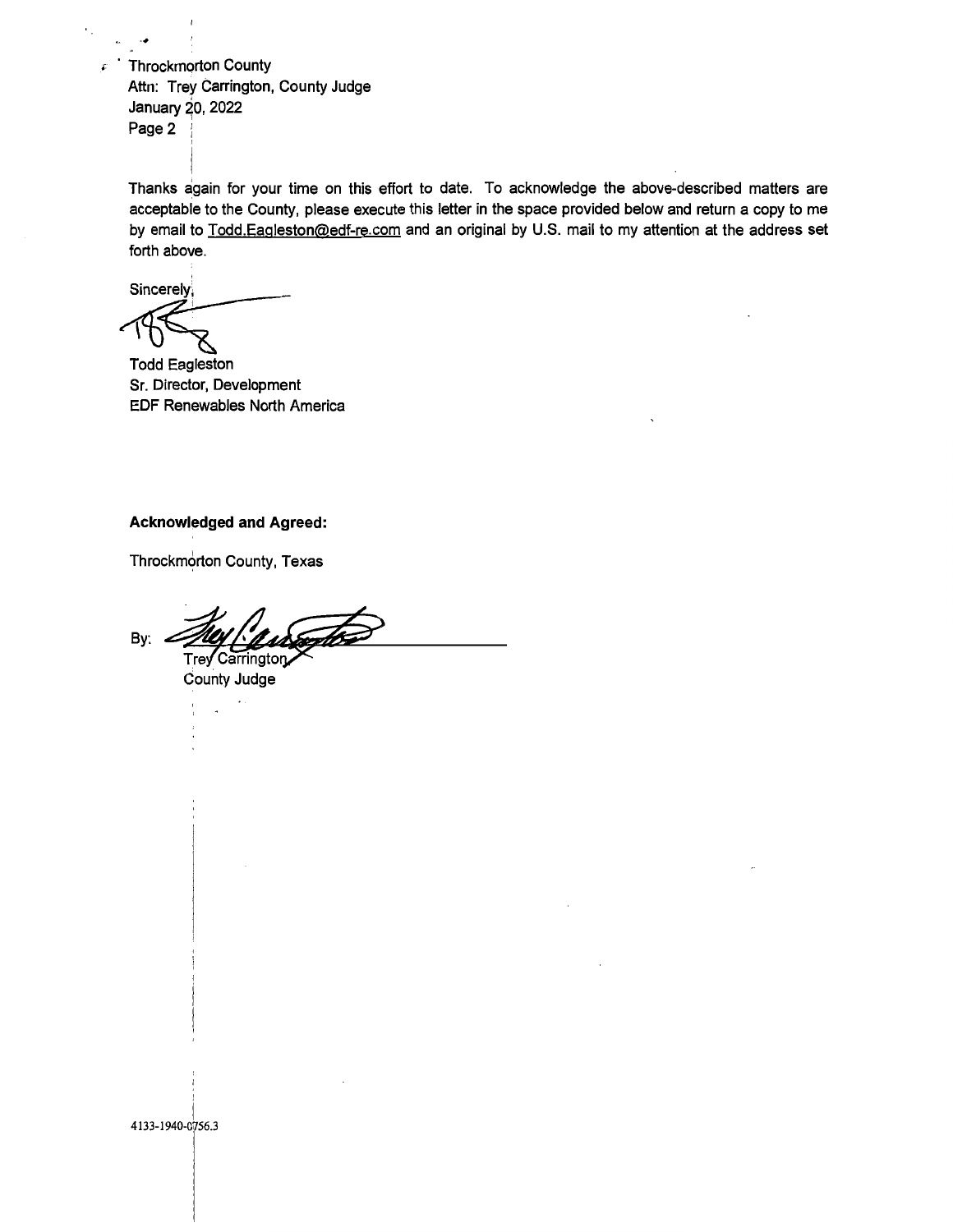Throckmorton County
Attn: Trey Carrington, County Judge
January 20, 2022
Page 2

Thanks again for your time on this effort to date. To acknowledge the above-described matters are acceptable to the County, please execute this letter in the space provided below and return a copy to me by email to Todd.Eagleston@edf-re.com and an original by U.S. mail to my attention at the address set forth above.

Sincerely,

Todd Eagleston
Sr. Director, Development
EDF Renewables North America

**Acknowledged and Agreed:**

Throckmorton County, Texas

By: ______________________________
Trey Carrington
County Judge

4133-1940-0756.3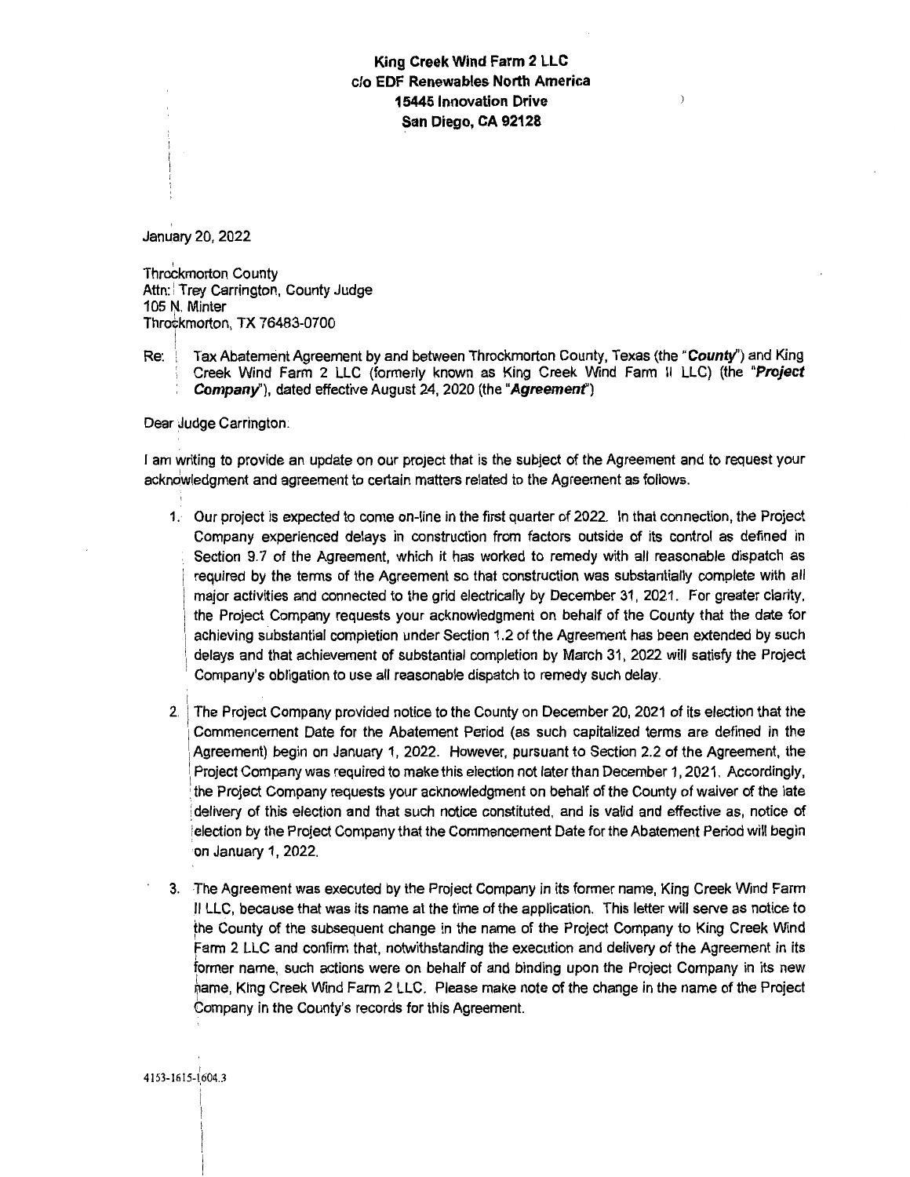**King Creek Wind Farm 2 LLC**
**c/o EDF Renewables North America**
**15445 Innovation Drive**
**San Diego, CA 92128**

January 20, 2022

Throckmorton County
Attn: Trey Carrington, County Judge
105 N. Minter
Throckmorton, TX 76483-0700

Re: Tax Abatement Agreement by and between Throckmorton County, Texas (the "***County***") and King Creek Wind Farm 2 LLC (formerly known as King Creek Wind Farm II LLC) (the "***Project Company***"), dated effective August 24, 2020 (the "***Agreement***")

Dear Judge Carrington:

I am writing to provide an update on our project that is the subject of the Agreement and to request your acknowledgment and agreement to certain matters related to the Agreement as follows.

1. Our project is expected to come on-line in the first quarter of 2022. In that connection, the Project Company experienced delays in construction from factors outside of its control as defined in Section 9.7 of the Agreement, which it has worked to remedy with all reasonable dispatch as required by the terms of the Agreement so that construction was substantially complete with all major activities and connected to the grid electrically by December 31, 2021. For greater clarity, the Project Company requests your acknowledgment on behalf of the County that the date for achieving substantial completion under Section 1.2 of the Agreement has been extended by such delays and that achievement of substantial completion by March 31, 2022 will satisfy the Project Company's obligation to use all reasonable dispatch to remedy such delay.

2. The Project Company provided notice to the County on December 20, 2021 of its election that the Commencement Date for the Abatement Period (as such capitalized terms are defined in the Agreement) begin on January 1, 2022. However, pursuant to Section 2.2 of the Agreement, the Project Company was required to make this election not later than December 1, 2021. Accordingly, the Project Company requests your acknowledgment on behalf of the County of waiver of the late delivery of this election and that such notice constituted, and is valid and effective as, notice of election by the Project Company that the Commencement Date for the Abatement Period will begin on January 1, 2022.

3. The Agreement was executed by the Project Company in its former name, King Creek Wind Farm II LLC, because that was its name at the time of the application. This letter will serve as notice to the County of the subsequent change in the name of the Project Company to King Creek Wind Farm 2 LLC and confirm that, notwithstanding the execution and delivery of the Agreement in its former name, such actions were on behalf of and binding upon the Project Company in its new name, King Creek Wind Farm 2 LLC. Please make note of the change in the name of the Project Company in the County's records for this Agreement.

4153-1615-1604.3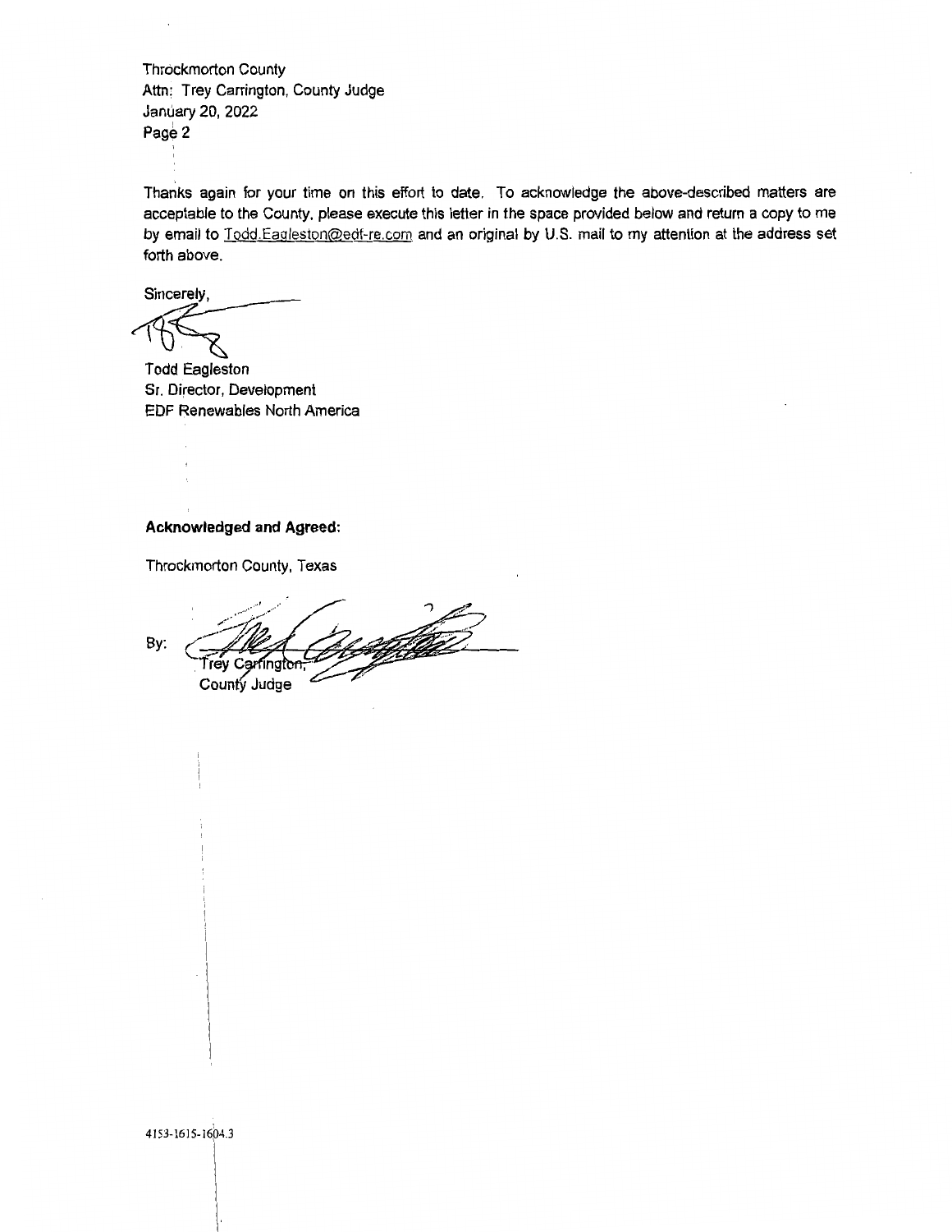Throckmorton County
Attn: Trey Carrington, County Judge
January 20, 2022
Page 2

Thanks again for your time on this effort to date. To acknowledge the above-described matters are acceptable to the County, please execute this letter in the space provided below and return a copy to me by email to Todd.Eagleston@edf-re.com and an original by U.S. mail to my attention at the address set forth above.

Sincerely,

Todd Eagleston
Sr. Director, Development
EDF Renewables North America

**Acknowledged and Agreed:**

Throckmorton County, Texas

By: ______________________
Trey Carrington,
County Judge

4153-1615-1604.3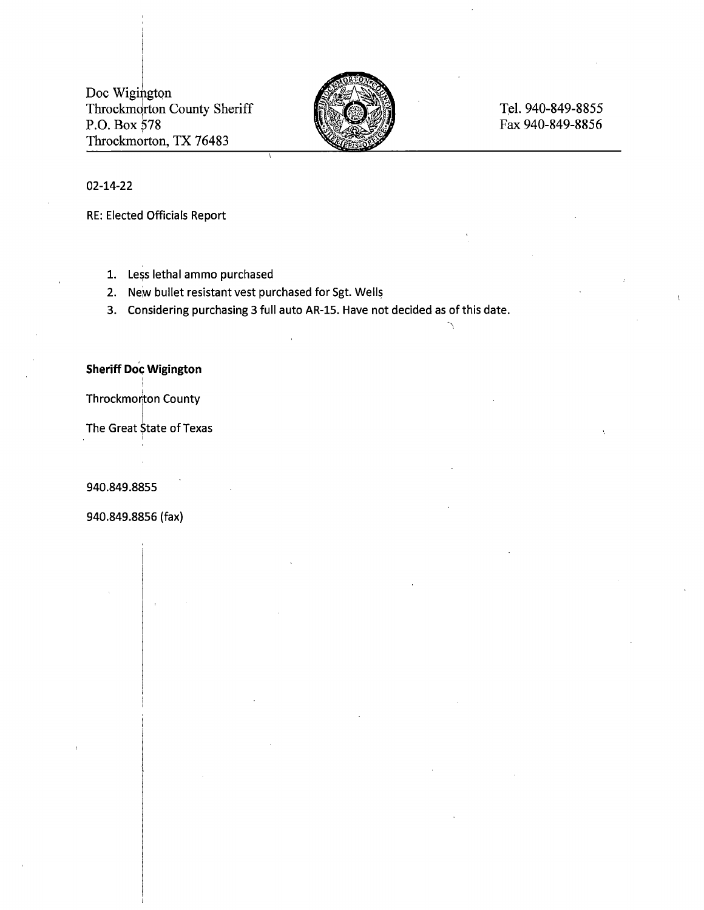Doc Wigington
Throckmorton County Sheriff
P.O. Box 578
Throckmorton, TX 76483

Tel. 940-849-8855
Fax 940-849-8856

---

02-14-22

RE: Elected Officials Report

1. Less lethal ammo purchased
2. New bullet resistant vest purchased for Sgt. Wells
3. Considering purchasing 3 full auto AR-15. Have not decided as of this date.

**Sheriff Doc Wigington**

Throckmorton County

The Great State of Texas

940.849.8855

940.849.8856 (fax)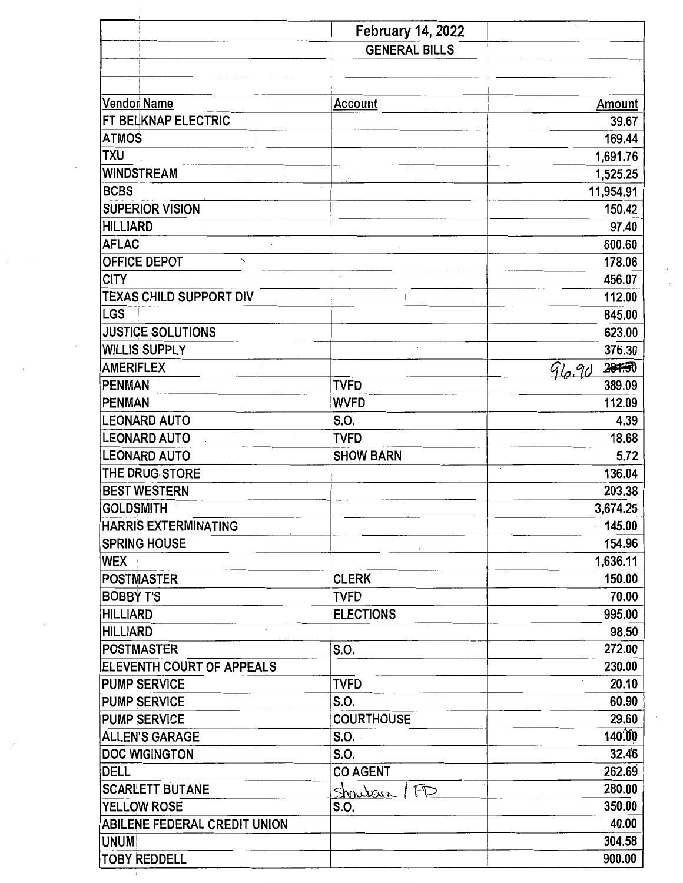| | February 14, 2022 | |
|---|---|---|
| | GENERAL BILLS | |
| | | |
| | | |
| **Vendor Name** | **Account** | **Amount** |
| FT BELKNAP ELECTRIC | | 39.67 |
| ATMOS | | 169.44 |
| TXU | | 1,691.76 |
| WINDSTREAM | | 1,525.25 |
| BCBS | | 11,954.91 |
| SUPERIOR VISION | | 150.42 |
| HILLIARD | | 97.40 |
| AFLAC | | 600.60 |
| OFFICE DEPOT | | 178.06 |
| CITY | | 456.07 |
| TEXAS CHILD SUPPORT DIV | | 112.00 |
| LGS | | 845.00 |
| JUSTICE SOLUTIONS | | 623.00 |
| WILLIS SUPPLY | | 376.30 |
| AMERIFLEX | | 96.90 ~~281.50~~ |
| PENMAN | TVFD | 389.09 |
| PENMAN | WVFD | 112.09 |
| LEONARD AUTO | S.O. | 4.39 |
| LEONARD AUTO | TVFD | 18.68 |
| LEONARD AUTO | SHOW BARN | 5.72 |
| THE DRUG STORE | | 136.04 |
| BEST WESTERN | | 203.38 |
| GOLDSMITH | | 3,674.25 |
| HARRIS EXTERMINATING | | 145.00 |
| SPRING HOUSE | | 154.96 |
| WEX | | 1,636.11 |
| POSTMASTER | CLERK | 150.00 |
| BOBBY T'S | TVFD | 70.00 |
| HILLIARD | ELECTIONS | 995.00 |
| HILLIARD | | 98.50 |
| POSTMASTER | S.O. | 272.00 |
| ELEVENTH COURT OF APPEALS | | 230.00 |
| PUMP SERVICE | TVFD | 20.10 |
| PUMP SERVICE | S.O. | 60.90 |
| PUMP SERVICE | COURTHOUSE | 29.60 |
| ALLEN'S GARAGE | S.O. | 140.00 |
| DOC WIGINGTON | S.O. | 32.46 |
| DELL | CO AGENT | 262.69 |
| SCARLETT BUTANE | Showbarn / FD | 280.00 |
| YELLOW ROSE | S.O. | 350.00 |
| ABILENE FEDERAL CREDIT UNION | | 40.00 |
| UNUM | | 304.58 |
| TOBY REDDELL | | 900.00 |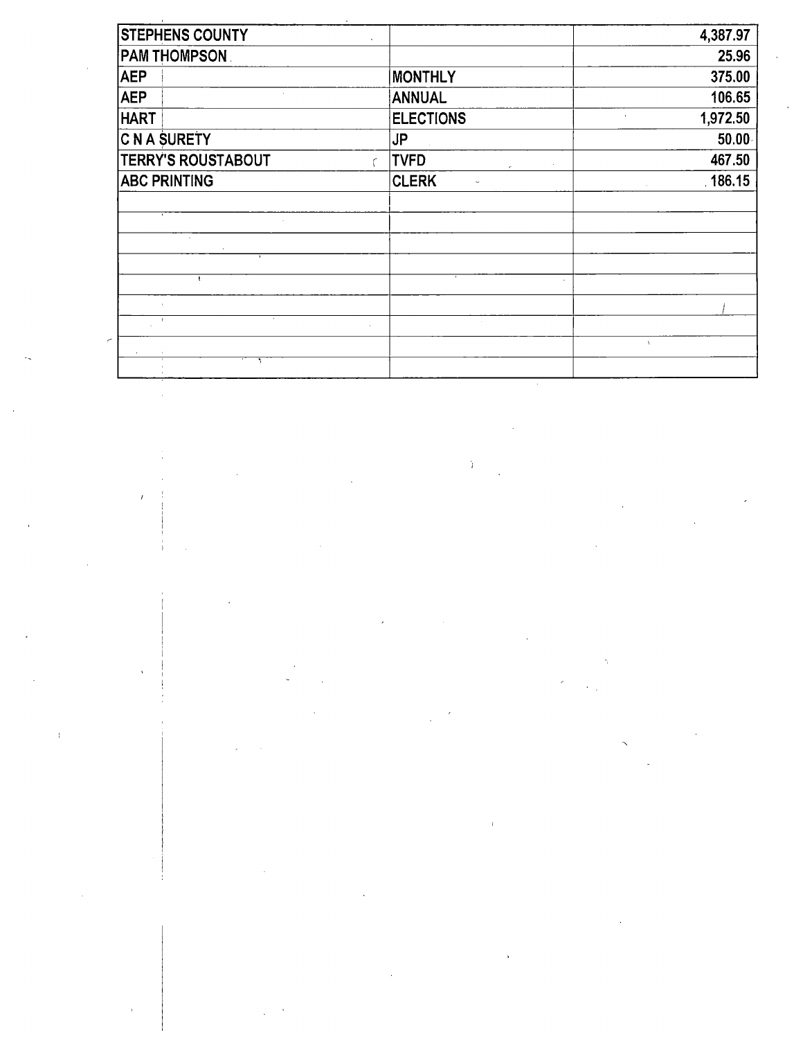| | | |
|---|---|---|
| STEPHENS COUNTY | | 4,387.97 |
| PAM THOMPSON | | 25.96 |
| AEP | MONTHLY | 375.00 |
| AEP | ANNUAL | 106.65 |
| HART | ELECTIONS | 1,972.50 |
| C N A SURETY | JP | 50.00 |
| TERRY'S ROUSTABOUT | TVFD | 467.50 |
| ABC PRINTING | CLERK | 186.15 |
| | | |
| | | |
| | | |
| | | |
| | | |
| | | |
| | | |
| | | |
| | | |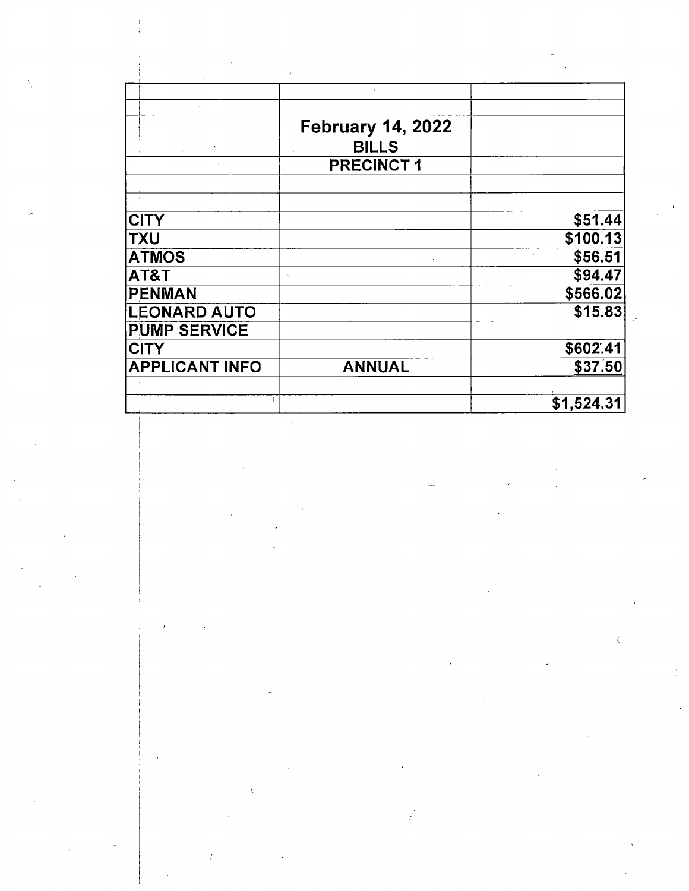| | | |
|---|---|---|
| | | |
| | February 14, 2022 | |
| | BILLS | |
| | PRECINCT 1 | |
| | | |
| | | |
| CITY | | $51.44 |
| TXU | | $100.13 |
| ATMOS | | $56.51 |
| AT&T | | $94.47 |
| PENMAN | | $566.02 |
| LEONARD AUTO | | $15.83 |
| PUMP SERVICE | | |
| CITY | | $602.41 |
| APPLICANT INFO | ANNUAL | $37.50 |
| | | |
| | | $1,524.31 |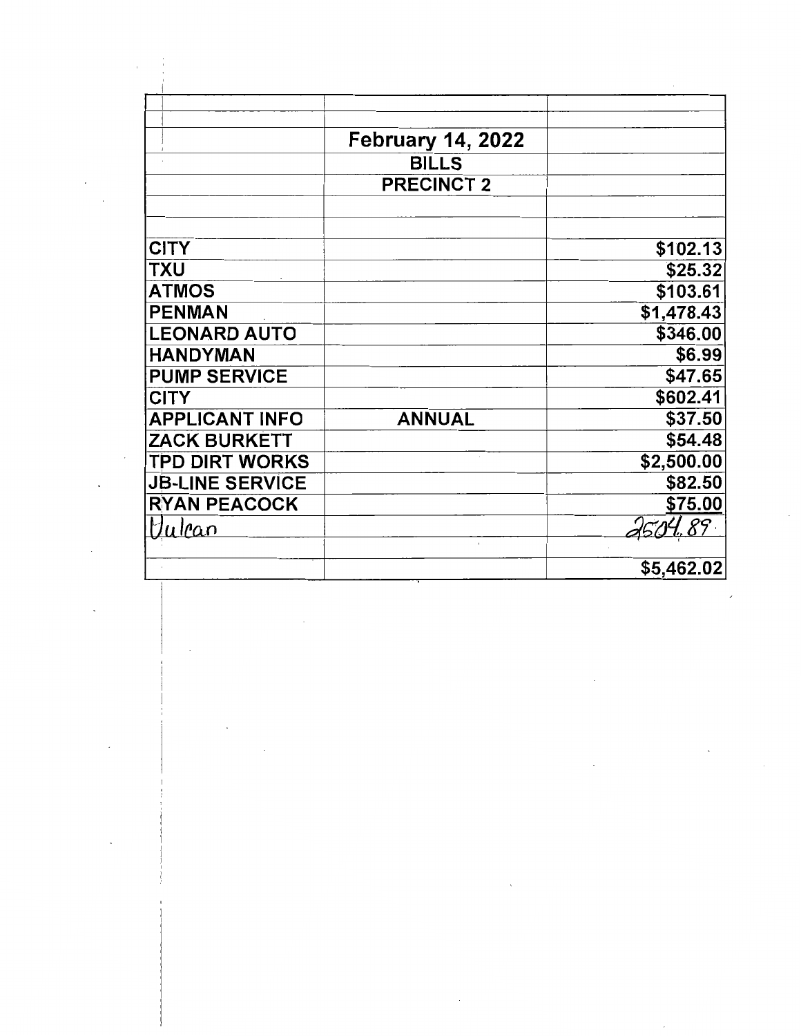| | | |
|---|---|---|
| | | |
| | **February 14, 2022** | |
| | **BILLS** | |
| | **PRECINCT 2** | |
| | | |
| | | |
| **CITY** | | **$102.13** |
| **TXU** | | **$25.32** |
| **ATMOS** | | **$103.61** |
| **PENMAN** | | **$1,478.43** |
| **LEONARD AUTO** | | **$346.00** |
| **HANDYMAN** | | **$6.99** |
| **PUMP SERVICE** | | **$47.65** |
| **CITY** | | **$602.41** |
| **APPLICANT INFO** | **ANNUAL** | **$37.50** |
| **ZACK BURKETT** | | **$54.48** |
| **TPD DIRT WORKS** | | **$2,500.00** |
| **JB-LINE SERVICE** | | **$82.50** |
| **RYAN PEACOCK** | | **$75.00** |
| Vulcan | | 2504.89 |
| | | |
| | | **$5,462.02** |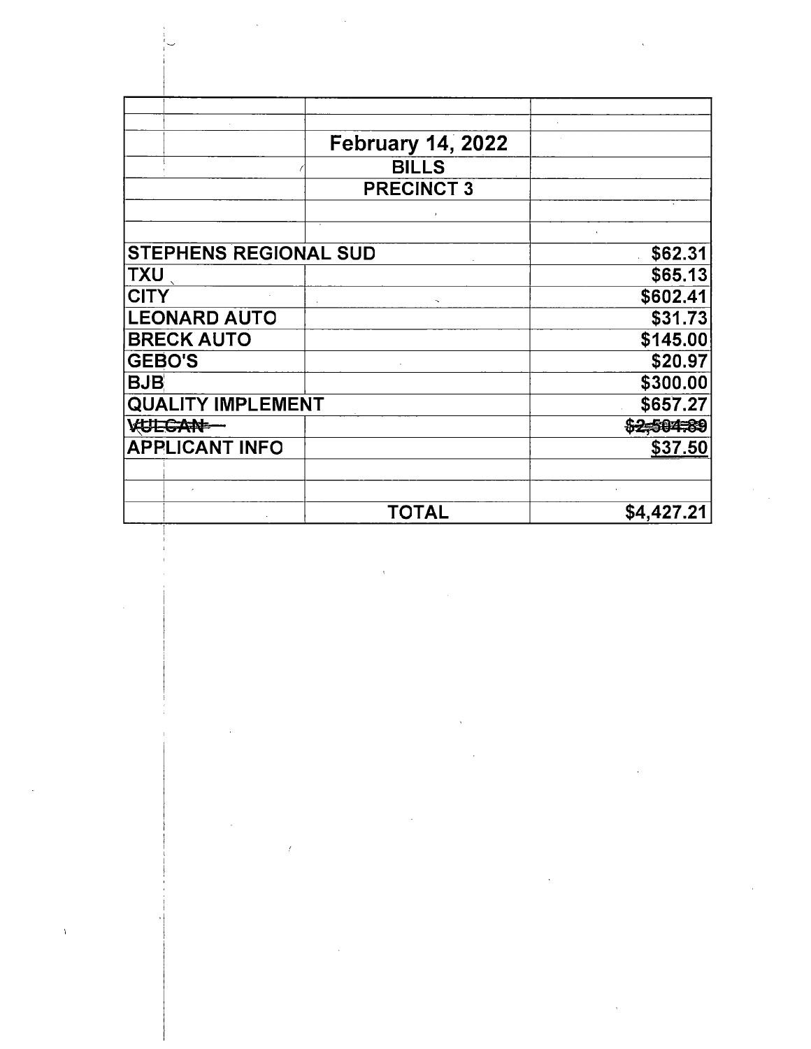| | | |
|---|---|---|
| | February 14, 2022 | |
| | BILLS | |
| | PRECINCT 3 | |
| STEPHENS REGIONAL SUD | | $62.31 |
| TXU | | $65.13 |
| CITY | | $602.41 |
| LEONARD AUTO | | $31.73 |
| BRECK AUTO | | $145.00 |
| GEBO'S | | $20.97 |
| BJB | | $300.00 |
| QUALITY IMPLEMENT | | $657.27 |
| ~~VULCAN~~ | | ~~$2,504.89~~ |
| APPLICANT INFO | | $37.50 |
| | TOTAL | $4,427.21 |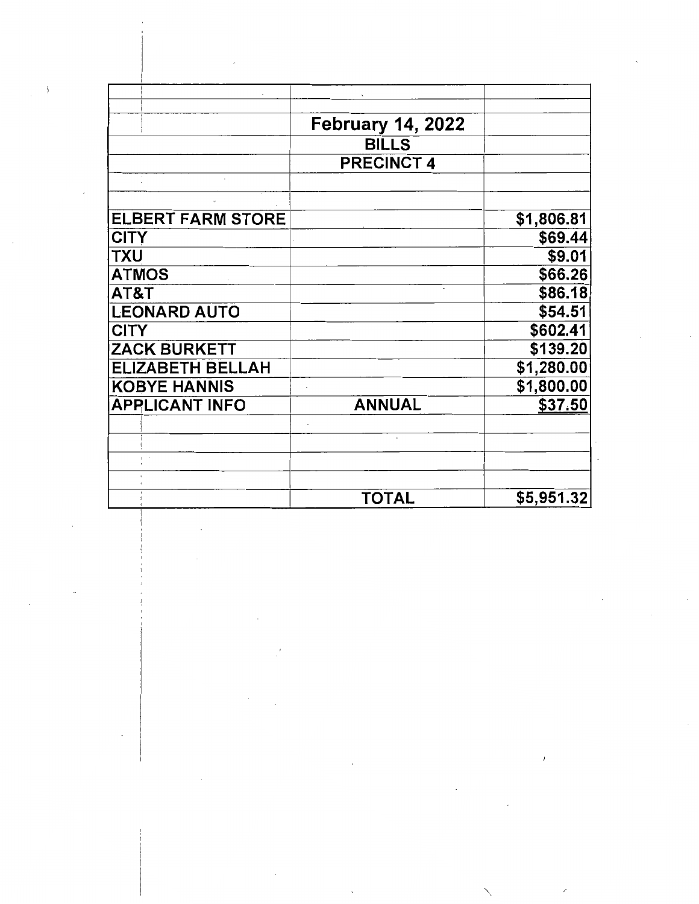| | | |
|---|---|---|
| | **February 14, 2022** | |
| | **BILLS** | |
| | **PRECINCT 4** | |
| | | |
| | | |
| **ELBERT FARM STORE** | | **$1,806.81** |
| **CITY** | | **$69.44** |
| **TXU** | | **$9.01** |
| **ATMOS** | | **$66.26** |
| **AT&T** | | **$86.18** |
| **LEONARD AUTO** | | **$54.51** |
| **CITY** | | **$602.41** |
| **ZACK BURKETT** | | **$139.20** |
| **ELIZABETH BELLAH** | | **$1,280.00** |
| **KOBYE HANNIS** | | **$1,800.00** |
| **APPLICANT INFO** | **ANNUAL** | **$37.50** |
| | | |
| | | |
| | | |
| | | |
| | **TOTAL** | **$5,951.32** |